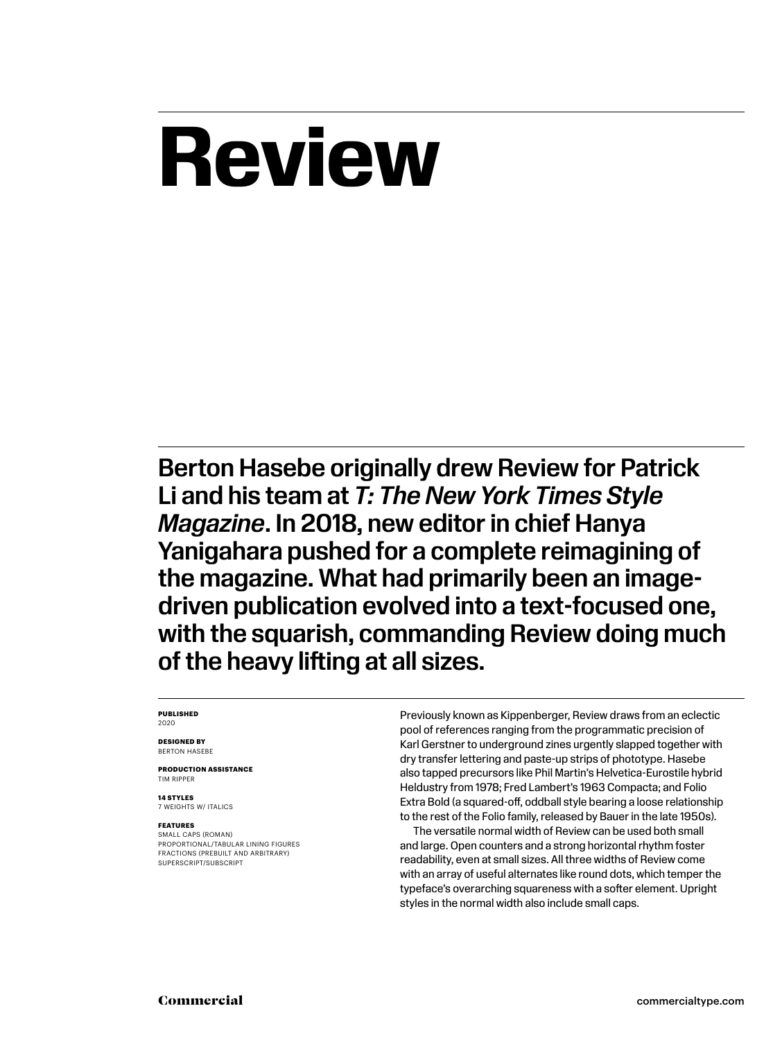# Review

Berton Hasebe originally drew Review for Patrick Li and his team at *T: The New York Times Style Magazine*. In 2018, new editor in chief Hanya Yanigahara pushed for a complete reimagining of the magazine. What had primarily been an image-driven publication evolved into a text-focused one, with the squarish, commanding Review doing much of the heavy lifting at all sizes.

**PUBLISHED**
2020

**DESIGNED BY**
BERTON HASEBE

**PRODUCTION ASSISTANCE**
TIM RIPPER

**14 STYLES**
7 WEIGHTS W/ ITALICS

**FEATURES**
SMALL CAPS (ROMAN)
PROPORTIONAL/TABULAR LINING FIGURES
FRACTIONS (PREBUILT AND ARBITRARY)
SUPERSCRIPT/SUBSCRIPT

Previously known as Kippenberger, Review draws from an eclectic pool of references ranging from the programmatic precision of Karl Gerstner to underground zines urgently slapped together with dry transfer lettering and paste-up strips of phototype. Hasebe also tapped precursors like Phil Martin's Helvetica-Eurostile hybrid Heldustry from 1978; Fred Lambert's 1963 Compacta; and Folio Extra Bold (a squared-off, oddball style bearing a loose relationship to the rest of the Folio family, released by Bauer in the late 1950s).

The versatile normal width of Review can be used both small and large. Open counters and a strong horizontal rhythm foster readability, even at small sizes. All three widths of Review come with an array of useful alternates like round dots, which temper the typeface's overarching squareness with a softer element. Upright styles in the normal width also include small caps.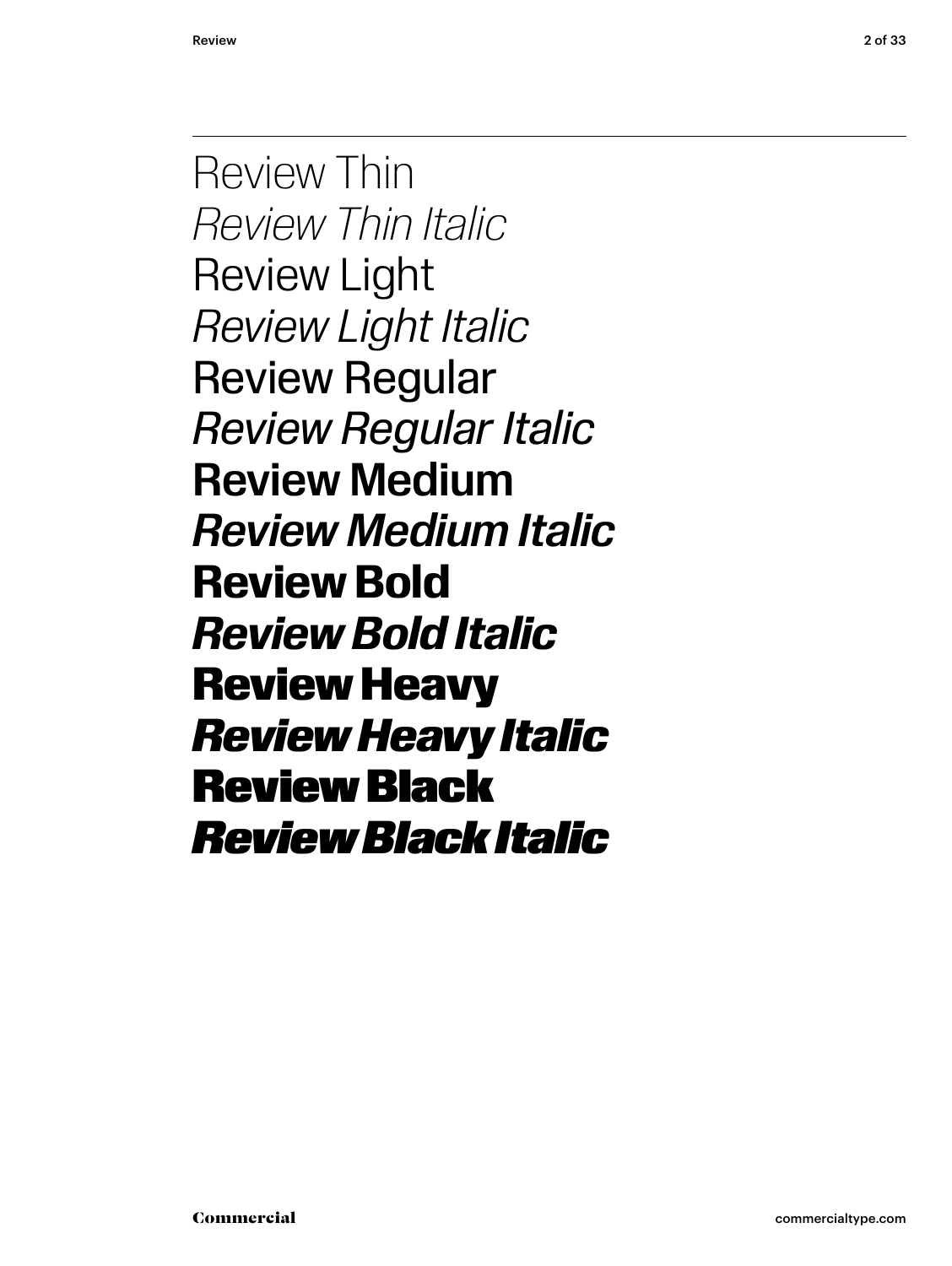Review Thin

*Review Thin Italic*

Review Light

*Review Light Italic*

Review Regular

*Review Regular Italic*

**Review Medium**

***Review Medium Italic***

**Review Bold**

***Review Bold Italic***

**Review Heavy**

***Review Heavy Italic***

**Review Black**

***Review Black Italic***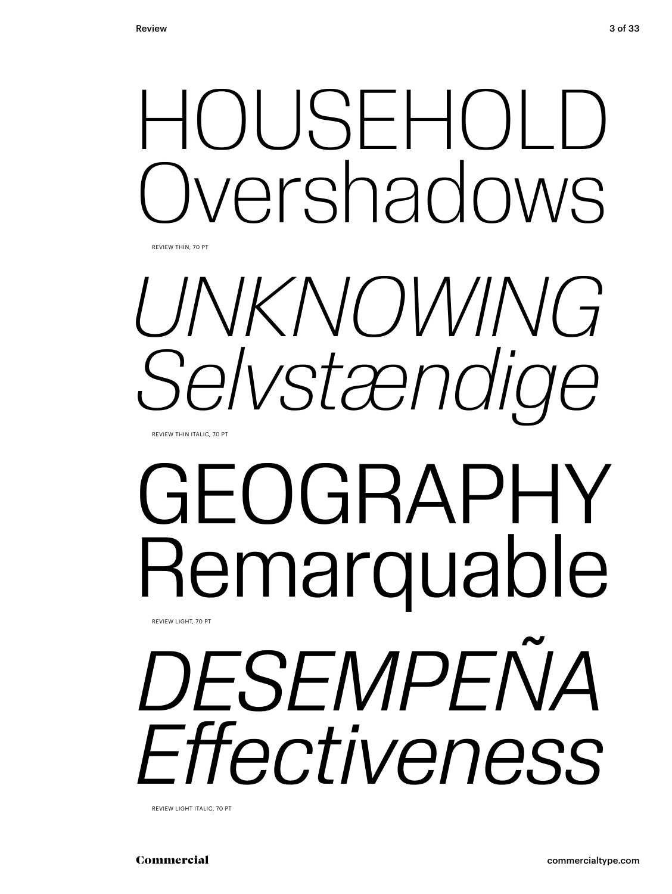HOUSEHOLD
Overshadows

REVIEW THIN, 70 PT

*UNKNOWING*
*Selvstændige*

REVIEW THIN ITALIC, 70 PT

GEOGRAPHY
Remarquable

REVIEW LIGHT, 70 PT

*DESEMPEÑA*
*Effectiveness*

REVIEW LIGHT ITALIC, 70 PT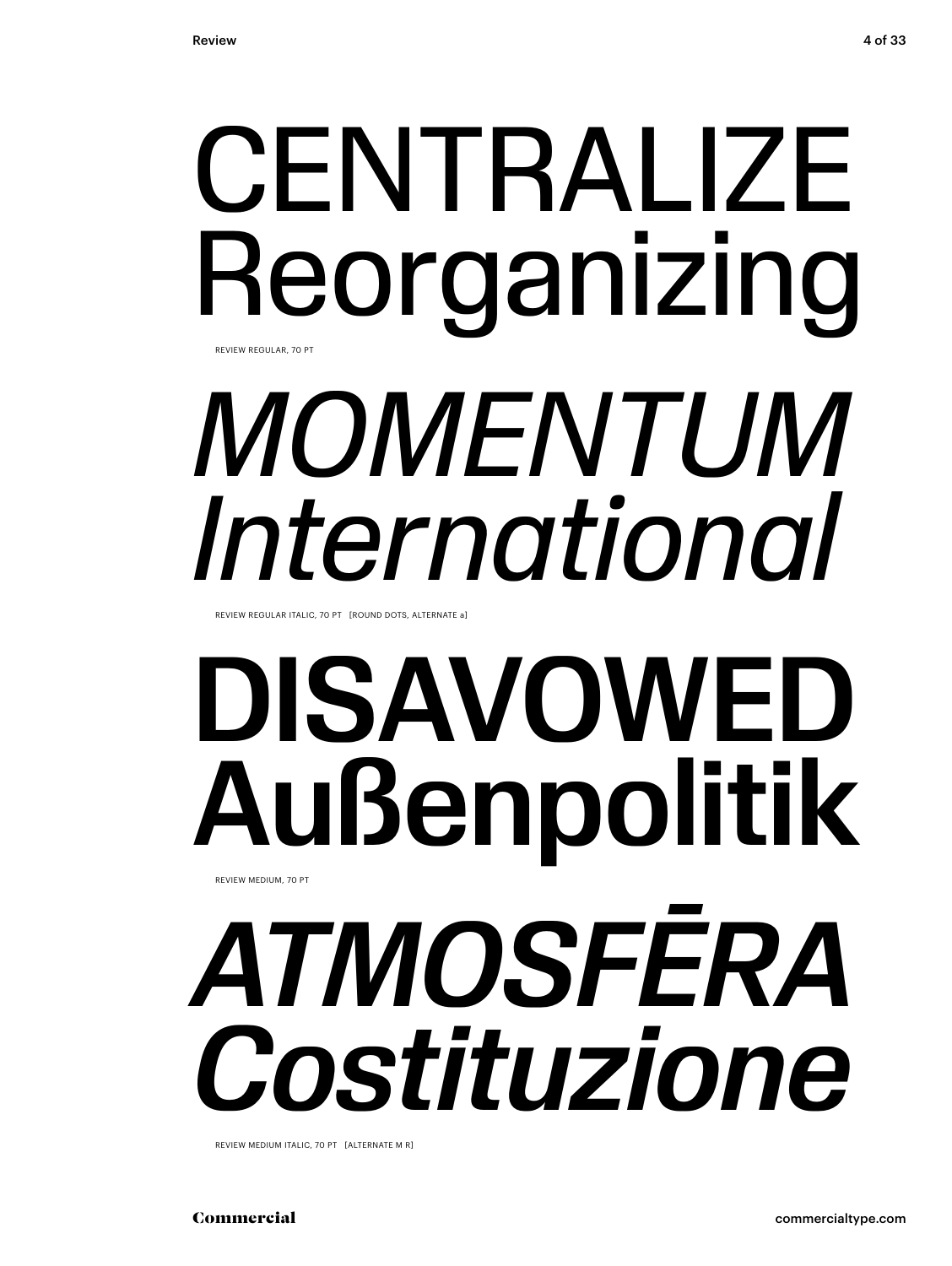CENTRALIZE
Reorganizing

REVIEW REGULAR, 70 PT

*MOMENTUM*
*International*

REVIEW REGULAR ITALIC, 70 PT [ROUND DOTS, ALTERNATE a]

**DISAVOWED**
**Außenpolitik**

REVIEW MEDIUM, 70 PT

***ATMOSFĒRA***
***Costituzione***

REVIEW MEDIUM ITALIC, 70 PT [ALTERNATE M R]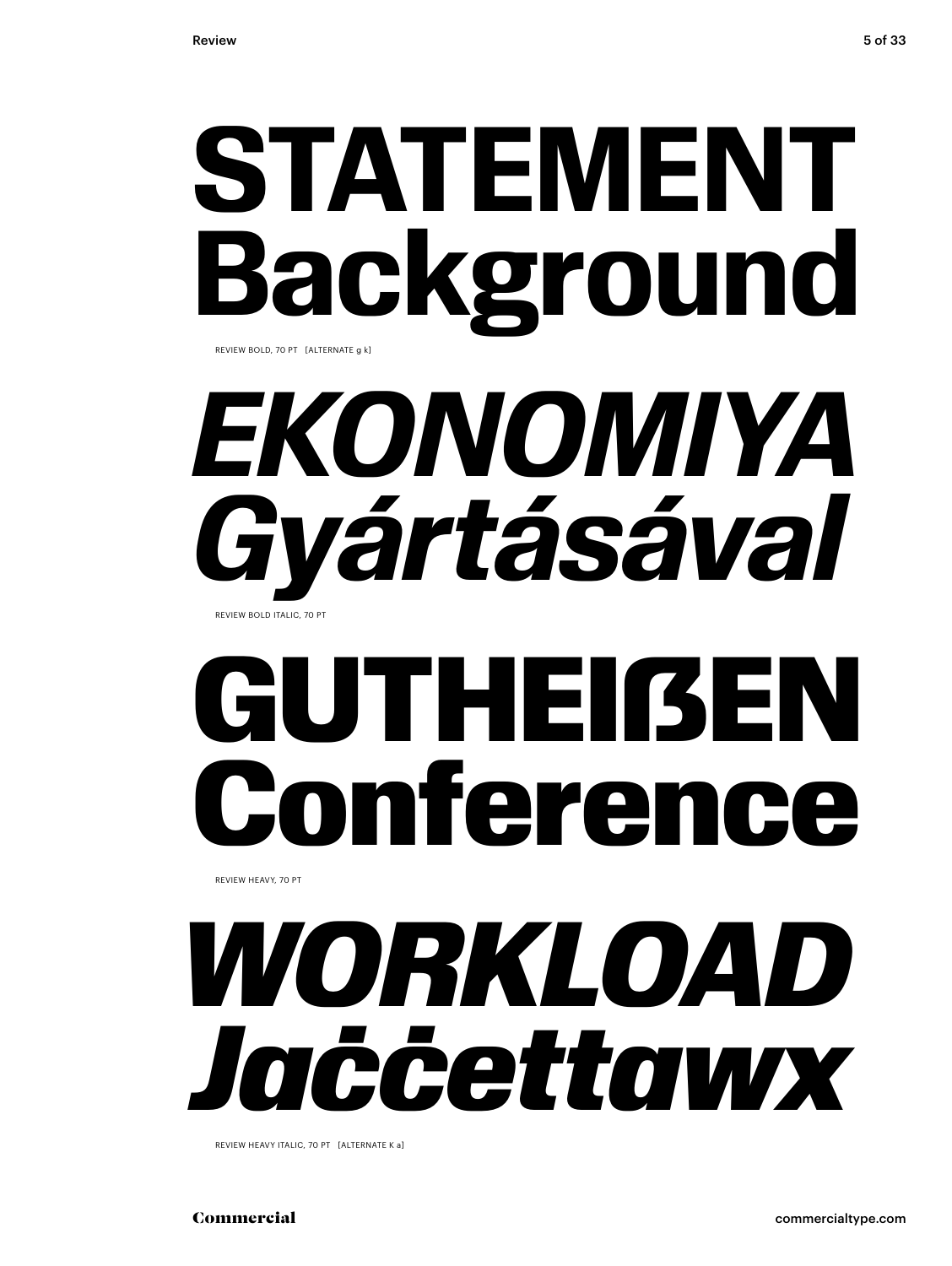# STATEMENT Background

REVIEW BOLD, 70 PT [ALTERNATE g k]

# *EKONOMIYA Gyártásával*

REVIEW BOLD ITALIC, 70 PT

# GUTHEIßEN Conference

REVIEW HEAVY, 70 PT

# *WORKLOAD Jaċċettawx*

REVIEW HEAVY ITALIC, 70 PT [ALTERNATE K a]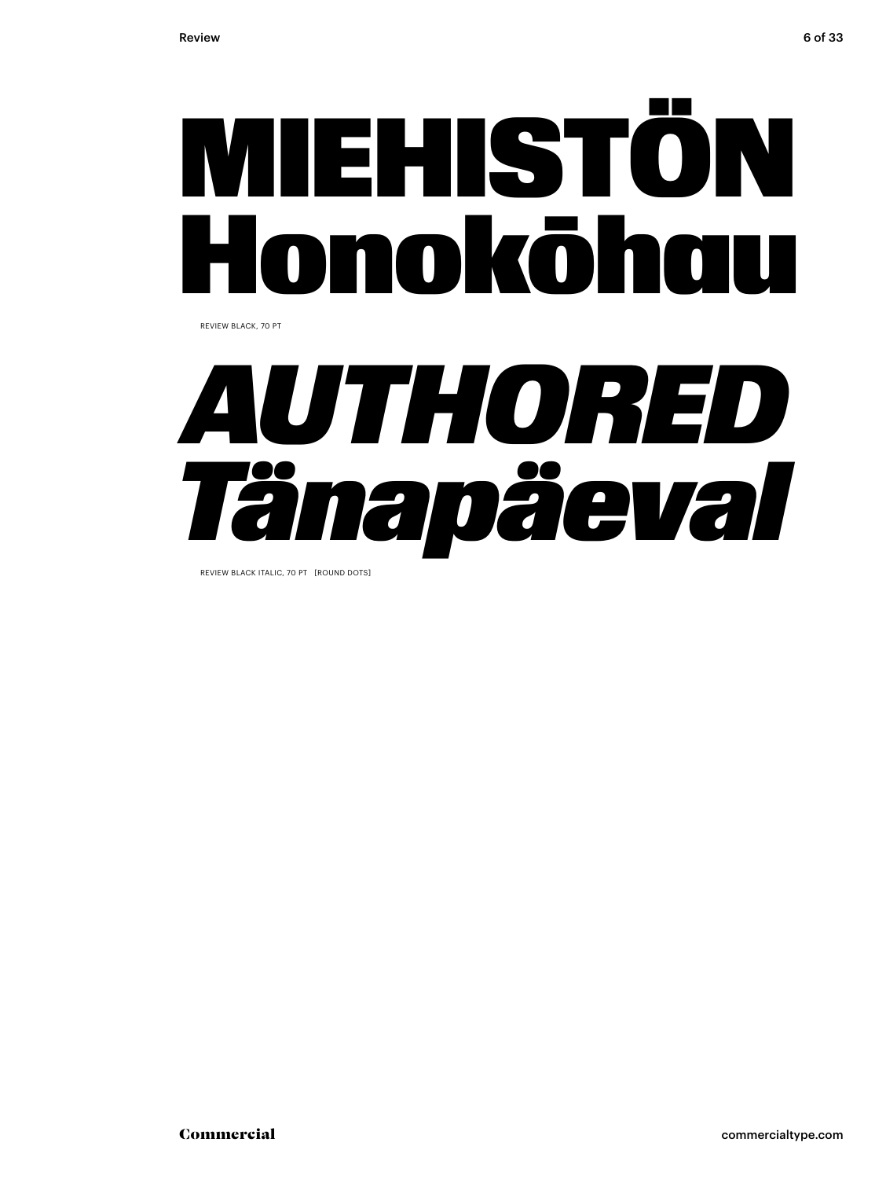# MIEHISTÖN Honokōhau

REVIEW BLACK, 70 PT

# *AUTHORED Tänapäeval*

REVIEW BLACK ITALIC, 70 PT [ROUND DOTS]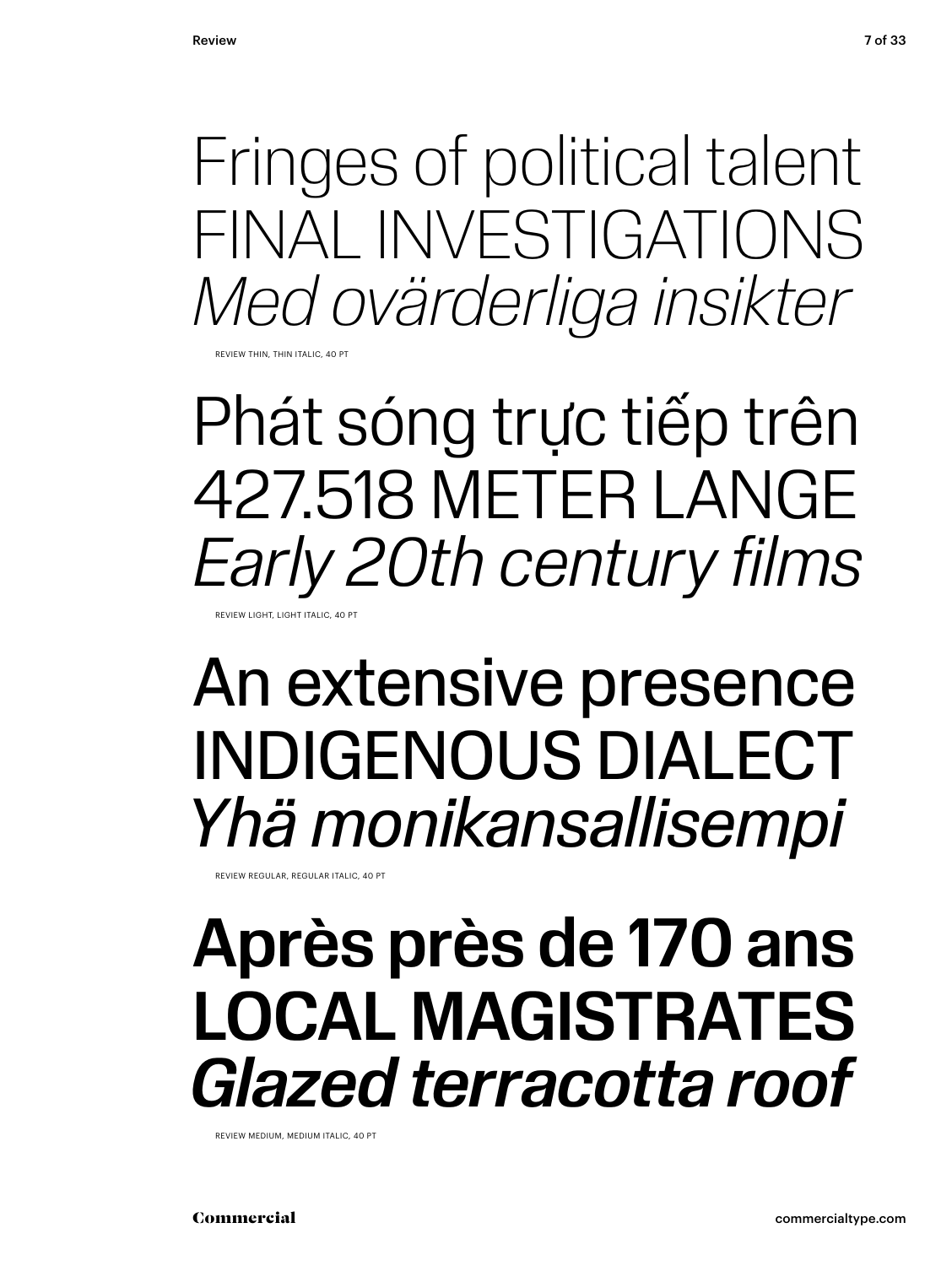Fringes of political talent
FINAL INVESTIGATIONS
*Med ovärderliga insikter*

REVIEW THIN, THIN ITALIC, 40 PT

Phát sóng trực tiếp trên
427.518 METER LANGE
*Early 20th century films*

REVIEW LIGHT, LIGHT ITALIC, 40 PT

An extensive presence
INDIGENOUS DIALECT
*Yhä monikansallisempi*

REVIEW REGULAR, REGULAR ITALIC, 40 PT

**Après près de 170 ans**
**LOCAL MAGISTRATES**
***Glazed terracotta roof***

REVIEW MEDIUM, MEDIUM ITALIC, 40 PT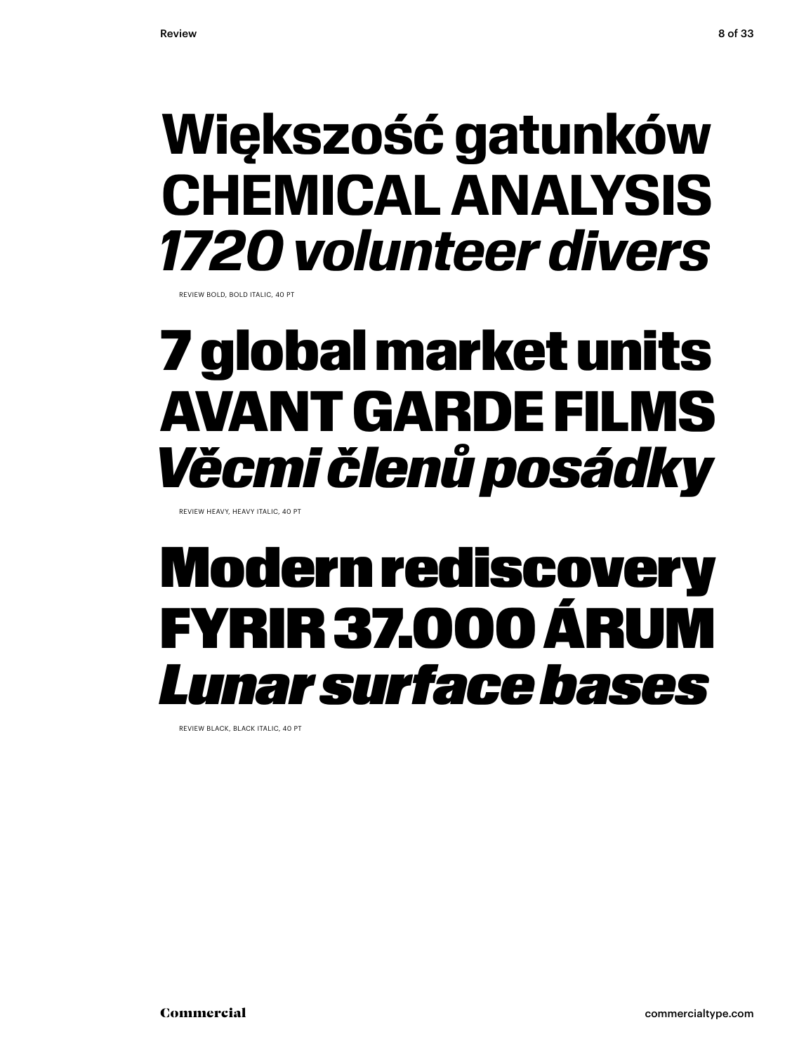**Większość gatunków**
**CHEMICAL ANALYSIS**
***1720 volunteer divers***

REVIEW BOLD, BOLD ITALIC, 40 PT

**7 global market units**
**AVANT GARDE FILMS**
***Věcmi členů posádky***

REVIEW HEAVY, HEAVY ITALIC, 40 PT

**Modern rediscovery**
**FYRIR 37.000 ÁRUM**
***Lunar surface bases***

REVIEW BLACK, BLACK ITALIC, 40 PT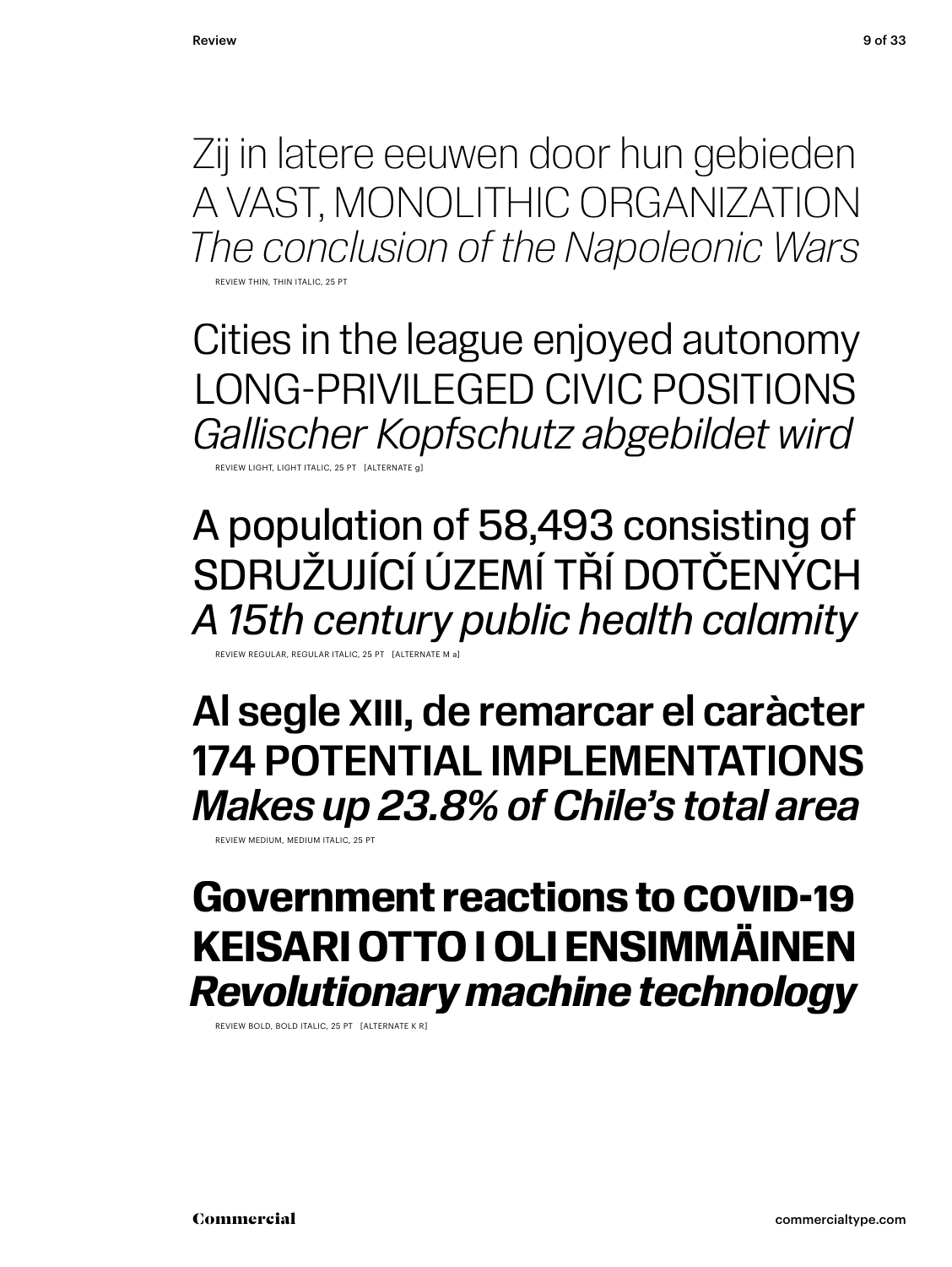Zij in latere eeuwen door hun gebieden
A VAST, MONOLITHIC ORGANIZATION
*The conclusion of the Napoleonic Wars*

REVIEW THIN, THIN ITALIC, 25 PT

Cities in the league enjoyed autonomy
LONG-PRIVILEGED CIVIC POSITIONS
*Gallischer Kopfschutz abgebildet wird*

REVIEW LIGHT, LIGHT ITALIC, 25 PT [ALTERNATE g]

A population of 58,493 consisting of
SDRUŽUJÍCÍ ÚZEMÍ TŘÍ DOTČENÝCH
*A 15th century public health calamity*

REVIEW REGULAR, REGULAR ITALIC, 25 PT [ALTERNATE M a]

**Al segle XIII, de remarcar el caràcter**
**174 POTENTIAL IMPLEMENTATIONS**
***Makes up 23.8% of Chile's total area***

REVIEW MEDIUM, MEDIUM ITALIC, 25 PT

**Government reactions to COVID-19**
**KEISARI OTTO I OLI ENSIMMÄINEN**
***Revolutionary machine technology***

REVIEW BOLD, BOLD ITALIC, 25 PT [ALTERNATE K R]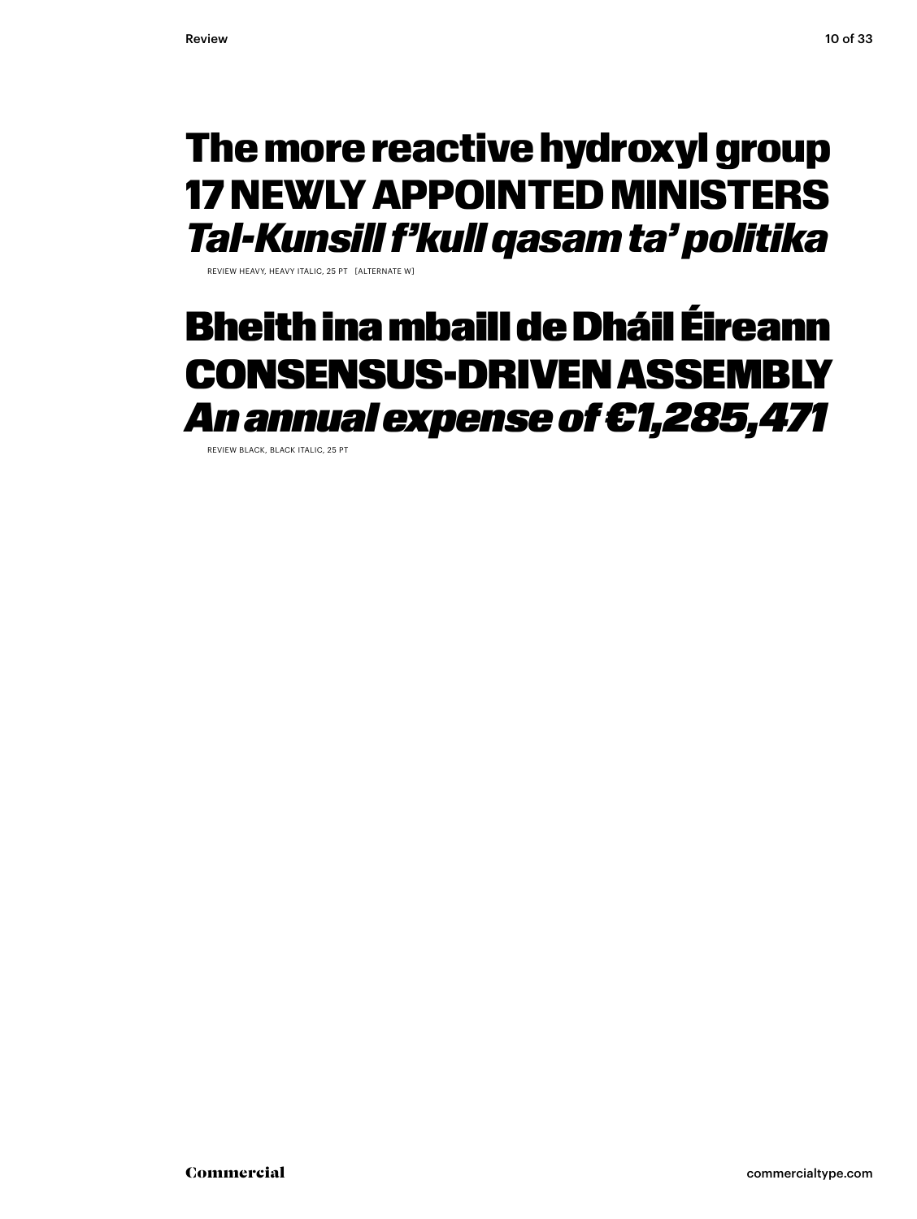**The more reactive hydroxyl group**
**17 NEWLY APPOINTED MINISTERS**
***Tal-Kunsill f'kull qasam ta' politika***

REVIEW HEAVY, HEAVY ITALIC, 25 PT [ALTERNATE W]

**Bheith ina mbaill de Dháil Éireann**
**CONSENSUS-DRIVEN ASSEMBLY**
***An annual expense of €1,285,471***

REVIEW BLACK, BLACK ITALIC, 25 PT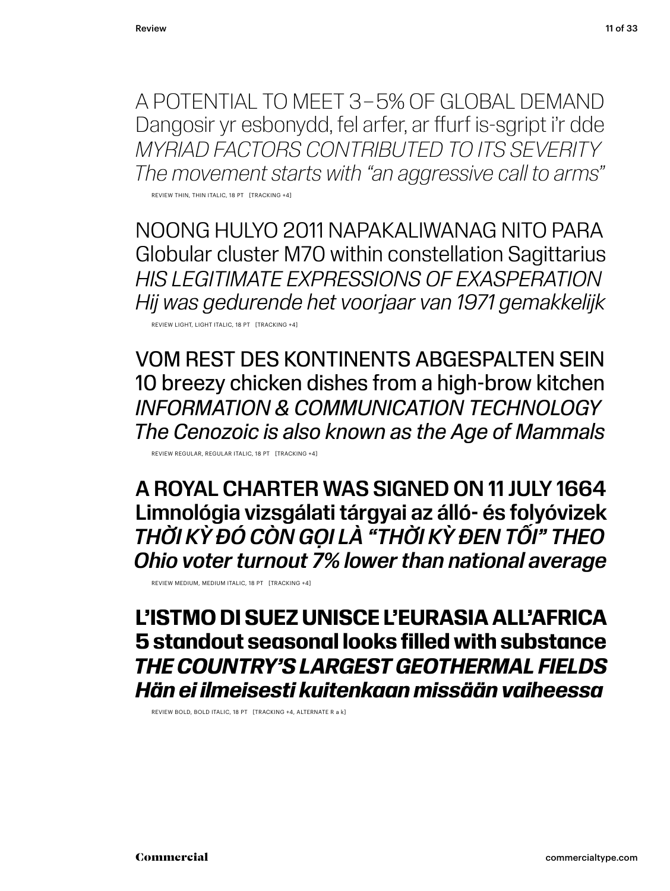A POTENTIAL TO MEET 3–5% OF GLOBAL DEMAND
Dangosir yr esbonydd, fel arfer, ar ffurf is-sgript i'r dde
*MYRIAD FACTORS CONTRIBUTED TO ITS SEVERITY*
*The movement starts with "an aggressive call to arms"*

REVIEW THIN, THIN ITALIC, 18 PT [TRACKING +4]

NOONG HULYO 2011 NAPAKALIWANAG NITO PARA
Globular cluster M70 within constellation Sagittarius
*HIS LEGITIMATE EXPRESSIONS OF EXASPERATION*
*Hij was gedurende het voorjaar van 1971 gemakkelijk*

REVIEW LIGHT, LIGHT ITALIC, 18 PT [TRACKING +4]

VOM REST DES KONTINENTS ABGESPALTEN SEIN
10 breezy chicken dishes from a high-brow kitchen
*INFORMATION & COMMUNICATION TECHNOLOGY*
*The Cenozoic is also known as the Age of Mammals*

REVIEW REGULAR, REGULAR ITALIC, 18 PT [TRACKING +4]

**A ROYAL CHARTER WAS SIGNED ON 11 JULY 1664**
**Limnológia vizsgálati tárgyai az álló- és folyóvizek**
***THỜI KỲ ĐÓ CÒN GỌI LÀ "THỜI KỲ ĐEN TỐI" THEO***
***Ohio voter turnout 7% lower than national average***

REVIEW MEDIUM, MEDIUM ITALIC, 18 PT [TRACKING +4]

**L'ISTMO DI SUEZ UNISCE L'EURASIA ALL'AFRICA**
**5 standout seasonal looks filled with substance**
***THE COUNTRY'S LARGEST GEOTHERMAL FIELDS***
***Hän ei ilmeisesti kuitenkaan missään vaiheessa***

REVIEW BOLD, BOLD ITALIC, 18 PT [TRACKING +4, ALTERNATE R a k]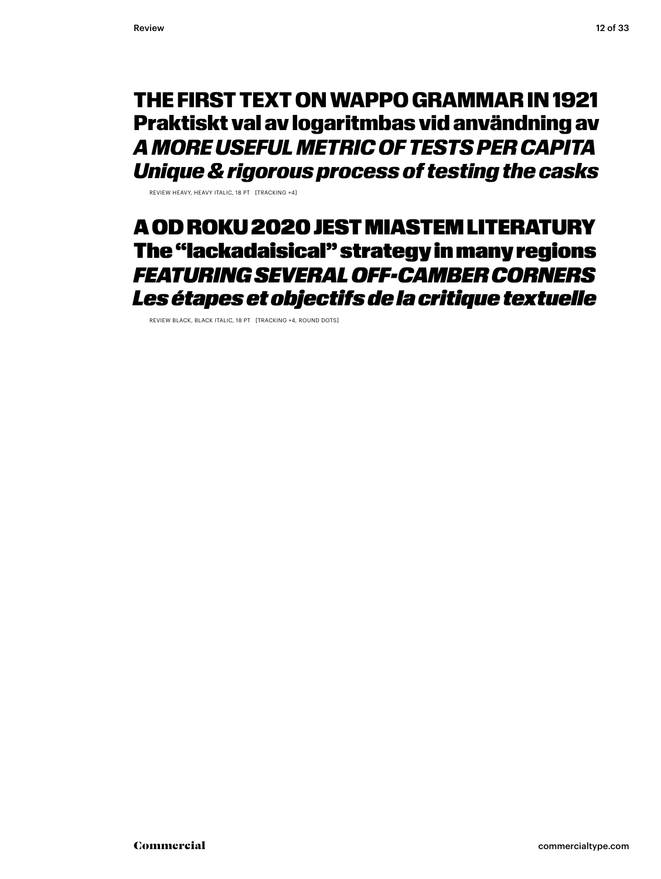**THE FIRST TEXT ON WAPPO GRAMMAR IN 1921**
**Praktiskt val av logaritmbas vid användning av**
***A MORE USEFUL METRIC OF TESTS PER CAPITA***
***Unique & rigorous process of testing the casks***

REVIEW HEAVY, HEAVY ITALIC, 18 PT [TRACKING +4]

**A OD ROKU 2020 JEST MIASTEM LITERATURY**
**The “lackadaisical” strategy in many regions**
***FEATURING SEVERAL OFF-CAMBER CORNERS***
***Les étapes et objectifs de la critique textuelle***

REVIEW BLACK, BLACK ITALIC, 18 PT [TRACKING +4, ROUND DOTS]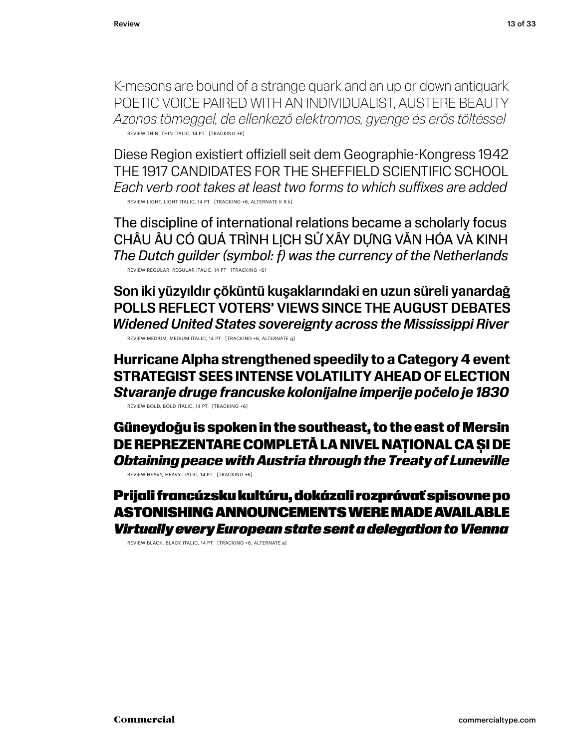K-mesons are bound of a strange quark and an up or down antiquark
POETIC VOICE PAIRED WITH AN INDIVIDUALIST, AUSTERE BEAUTY
*Azonos tömeggel, de ellenkező elektromos, gyenge és erős töltéssel*

REVIEW THIN, THIN ITALIC, 14 PT [TRACKING +6]

Diese Region existiert offiziell seit dem Geographie-Kongress 1942
THE 1917 CANDIDATES FOR THE SHEFFIELD SCIENTIFIC SCHOOL
*Each verb root takes at least two forms to which suffixes are added*

REVIEW LIGHT, LIGHT ITALIC, 14 PT [TRACKING +6, ALTERNATE K R k]

The discipline of international relations became a scholarly focus
CHÂU ÂU CÓ QUÁ TRÌNH LỊCH SỬ XÂY DỰNG VĂN HÓA VÀ KINH
*The Dutch guilder (symbol: ƒ) was the currency of the Netherlands*

REVIEW REGULAR, REGULAR ITALIC, 14 PT [TRACKING +6]

Son iki yüzyıldır çöküntü kuşaklarındaki en uzun süreli yanardağ
POLLS REFLECT VOTERS' VIEWS SINCE THE AUGUST DEBATES
*Widened United States sovereignty across the Mississippi River*

REVIEW MEDIUM, MEDIUM ITALIC, 14 PT [TRACKING +6, ALTERNATE g]

**Hurricane Alpha strengthened speedily to a Category 4 event**
**STRATEGIST SEES INTENSE VOLATILITY AHEAD OF ELECTION**
***Stvaranje druge francuske kolonijalne imperije počelo je 1830***

REVIEW BOLD, BOLD ITALIC, 14 PT [TRACKING +6]

**Güneydoğu is spoken in the southeast, to the east of Mersin**
**DE REPREZENTARE COMPLETĂ LA NIVEL NAȚIONAL CA ȘI DE**
***Obtaining peace with Austria through the Treaty of Luneville***

REVIEW HEAVY, HEAVY ITALIC, 14 PT [TRACKING +6]

**Prijali francúzsku kultúru, dokázali rozprávať spisovne po**
**ASTONISHING ANNOUNCEMENTS WERE MADE AVAILABLE**
***Virtually every European state sent a delegation to Vienna***

REVIEW BLACK, BLACK ITALIC, 14 PT [TRACKING +6, ALTERNATE a]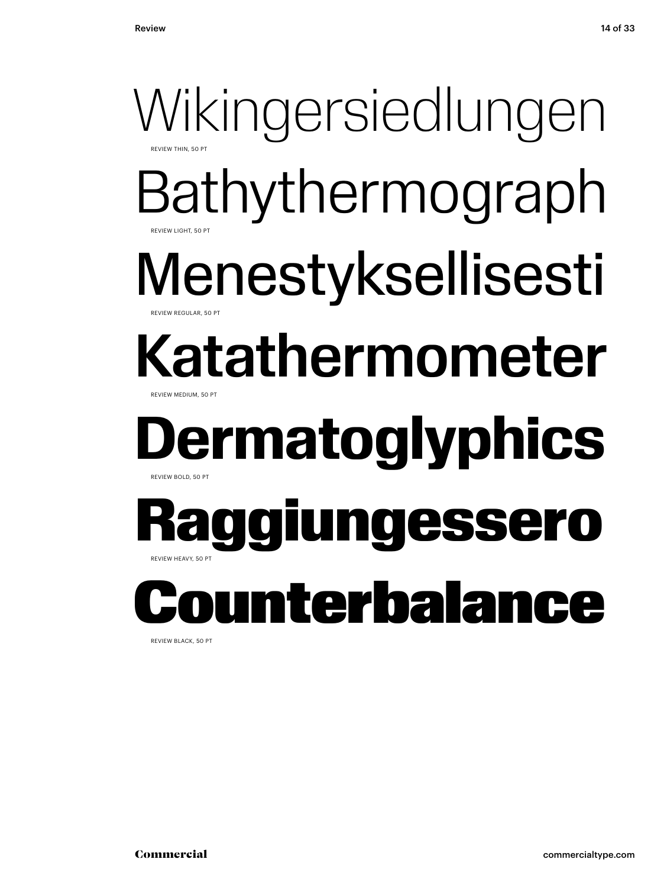Wikingersiedlungen

REVIEW THIN, 50 PT

Bathythermograph

REVIEW LIGHT, 50 PT

Menestyksellisesti

REVIEW REGULAR, 50 PT

Katathermometer

REVIEW MEDIUM, 50 PT

**Dermatoglyphics**

REVIEW BOLD, 50 PT

**Raggiungessero**

REVIEW HEAVY, 50 PT

**Counterbalance**

REVIEW BLACK, 50 PT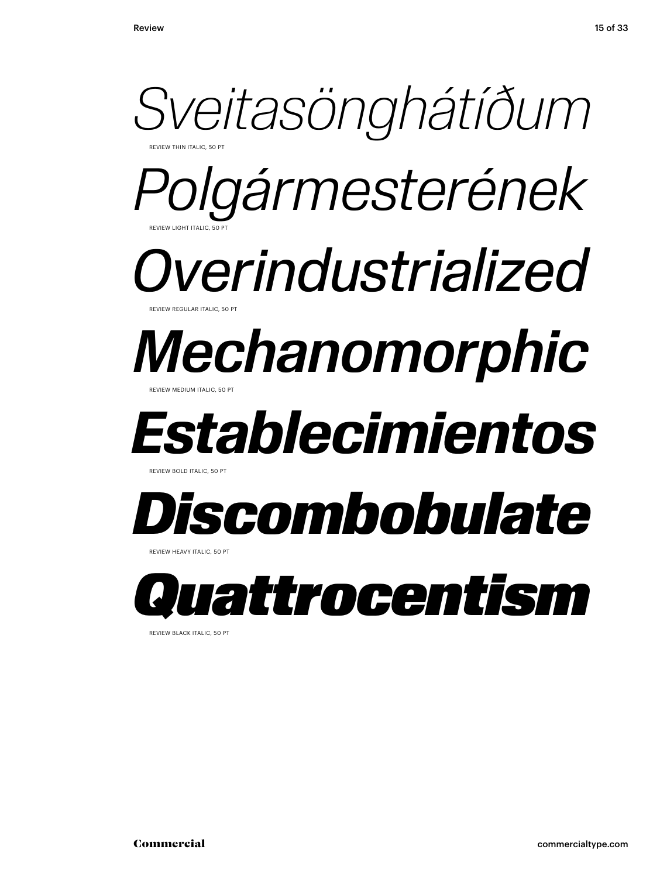*Sveitasönghátíðum*

REVIEW THIN ITALIC, 50 PT

*Polgármesterének*

REVIEW LIGHT ITALIC, 50 PT

*Overindustrialized*

REVIEW REGULAR ITALIC, 50 PT

*Mechanomorphic*

REVIEW MEDIUM ITALIC, 50 PT

***Establecimientos***

REVIEW BOLD ITALIC, 50 PT

***Discombobulate***

REVIEW HEAVY ITALIC, 50 PT

***Quattrocentism***

REVIEW BLACK ITALIC, 50 PT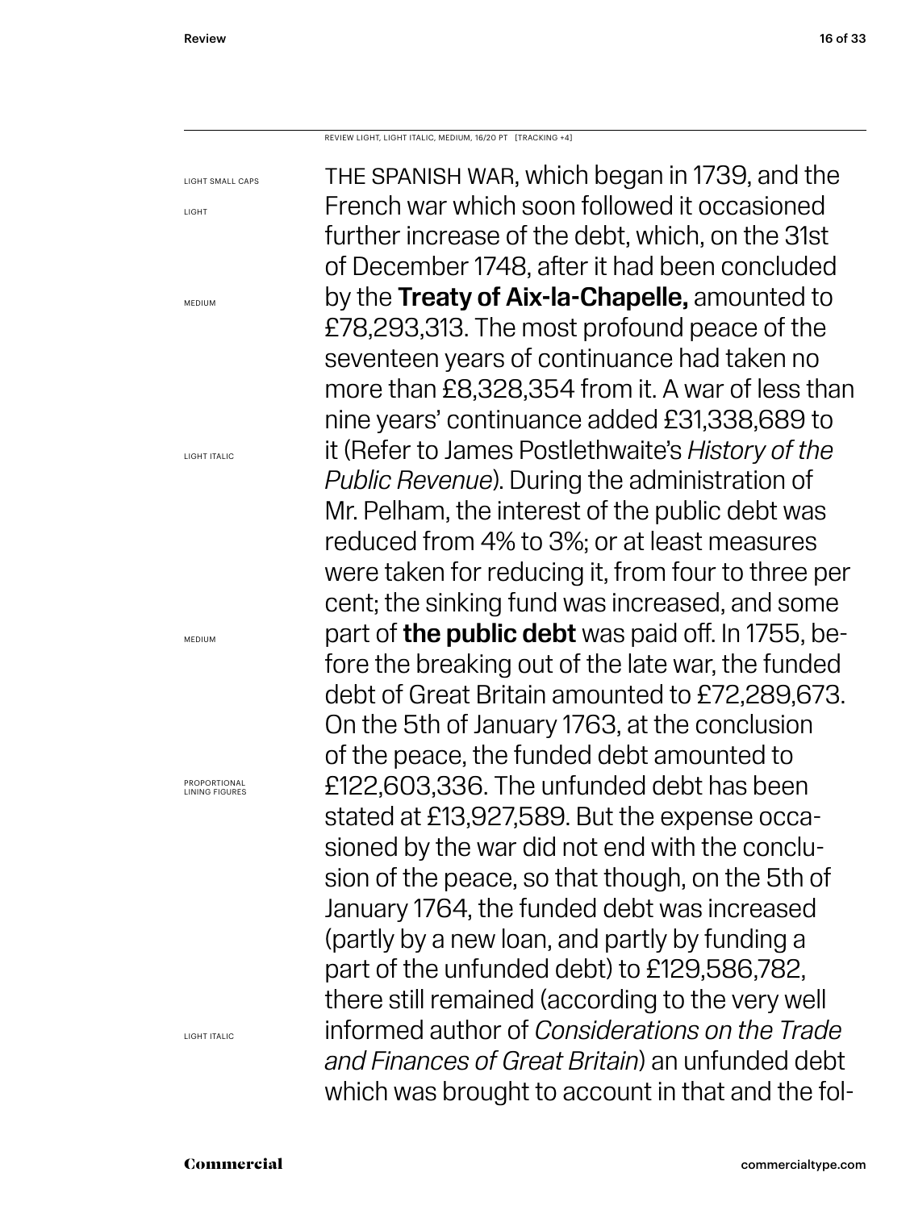REVIEW LIGHT, LIGHT ITALIC, MEDIUM, 16/20 PT [TRACKING +4]

LIGHT SMALL CAPS

LIGHT

MEDIUM

LIGHT ITALIC

MEDIUM

PROPORTIONAL LINING FIGURES

LIGHT ITALIC

THE SPANISH WAR, which began in 1739, and the French war which soon followed it occasioned further increase of the debt, which, on the 31st of December 1748, after it had been concluded by the **Treaty of Aix-la-Chapelle,** amounted to £78,293,313. The most profound peace of the seventeen years of continuance had taken no more than £8,328,354 from it. A war of less than nine years' continuance added £31,338,689 to it (Refer to James Postlethwaite's *History of the Public Revenue*). During the administration of Mr. Pelham, the interest of the public debt was reduced from 4% to 3%; or at least measures were taken for reducing it, from four to three per cent; the sinking fund was increased, and some part of **the public debt** was paid off. In 1755, before the breaking out of the late war, the funded debt of Great Britain amounted to £72,289,673. On the 5th of January 1763, at the conclusion of the peace, the funded debt amounted to £122,603,336. The unfunded debt has been stated at £13,927,589. But the expense occasioned by the war did not end with the conclusion of the peace, so that though, on the 5th of January 1764, the funded debt was increased (partly by a new loan, and partly by funding a part of the unfunded debt) to £129,586,782, there still remained (according to the very well informed author of *Considerations on the Trade and Finances of Great Britain*) an unfunded debt which was brought to account in that and the fol-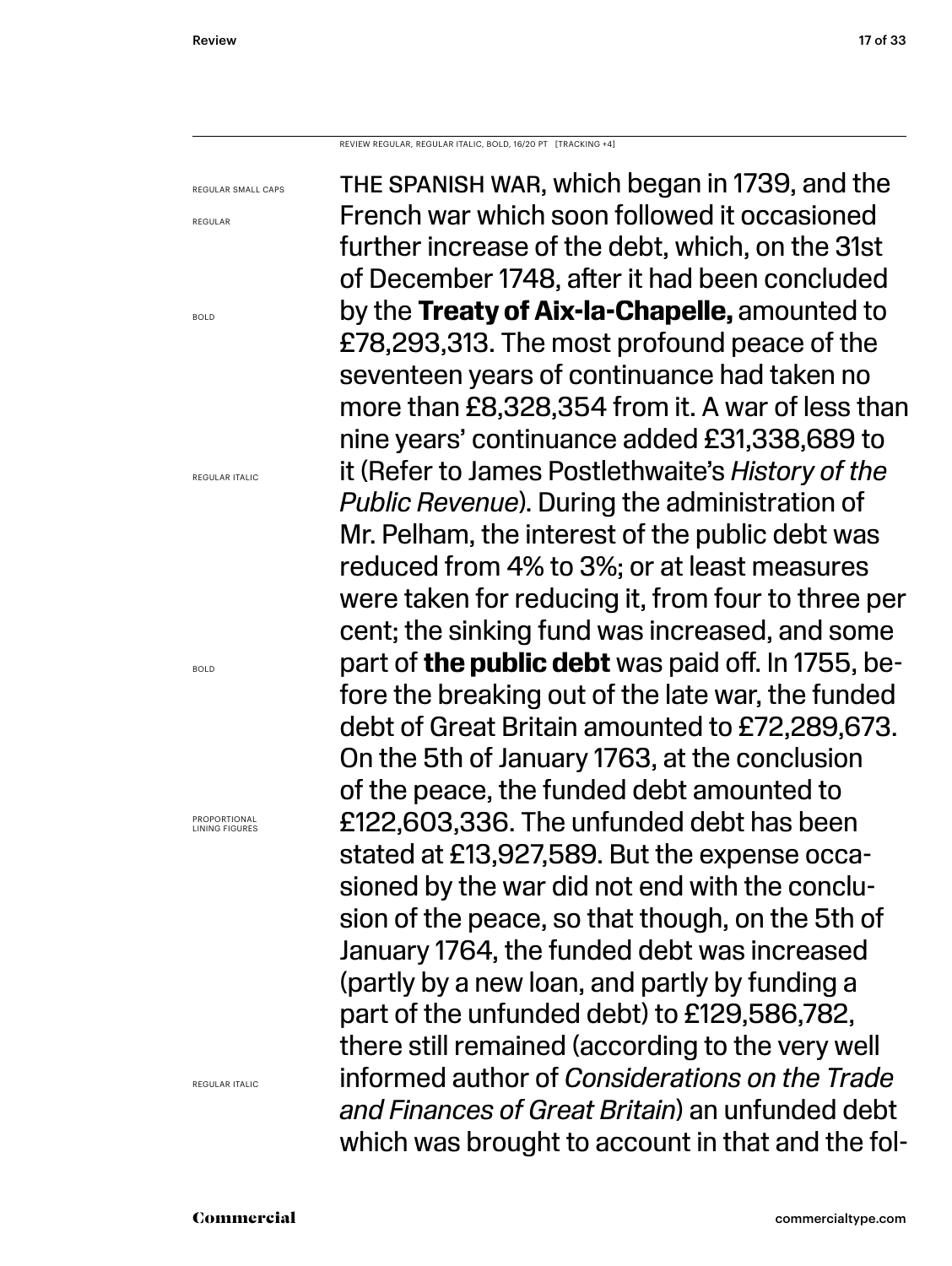REVIEW REGULAR, REGULAR ITALIC, BOLD, 16/20 PT [TRACKING +4]

REGULAR SMALL CAPS

REGULAR

BOLD

REGULAR ITALIC

BOLD

PROPORTIONAL LINING FIGURES

REGULAR ITALIC

THE SPANISH WAR, which began in 1739, and the French war which soon followed it occasioned further increase of the debt, which, on the 31st of December 1748, after it had been concluded by the **Treaty of Aix-la-Chapelle,** amounted to £78,293,313. The most profound peace of the seventeen years of continuance had taken no more than £8,328,354 from it. A war of less than nine years' continuance added £31,338,689 to it (Refer to James Postlethwaite's *History of the Public Revenue*). During the administration of Mr. Pelham, the interest of the public debt was reduced from 4% to 3%; or at least measures were taken for reducing it, from four to three per cent; the sinking fund was increased, and some part of **the public debt** was paid off. In 1755, before the breaking out of the late war, the funded debt of Great Britain amounted to £72,289,673. On the 5th of January 1763, at the conclusion of the peace, the funded debt amounted to £122,603,336. The unfunded debt has been stated at £13,927,589. But the expense occasioned by the war did not end with the conclusion of the peace, so that though, on the 5th of January 1764, the funded debt was increased (partly by a new loan, and partly by funding a part of the unfunded debt) to £129,586,782, there still remained (according to the very well informed author of *Considerations on the Trade and Finances of Great Britain*) an unfunded debt which was brought to account in that and the fol-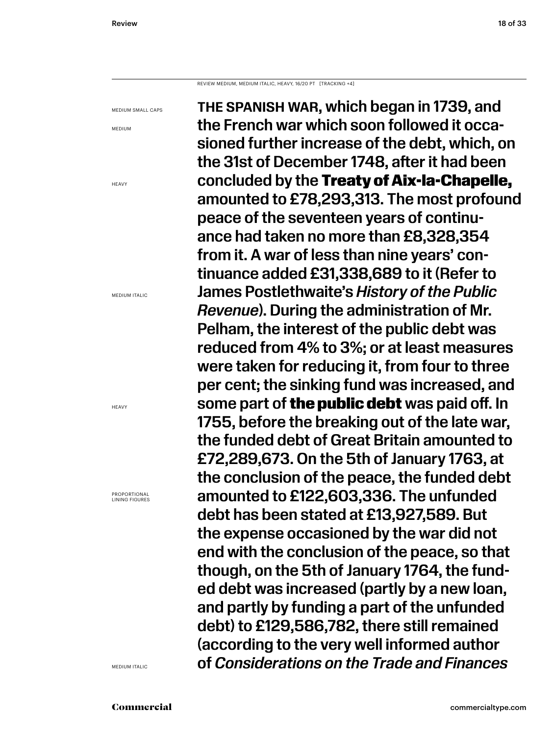REVIEW MEDIUM, MEDIUM ITALIC, HEAVY, 16/20 PT [TRACKING +4]

MEDIUM SMALL CAPS

MEDIUM

HEAVY

MEDIUM ITALIC

HEAVY

PROPORTIONAL LINING FIGURES

MEDIUM ITALIC

THE SPANISH WAR, which began in 1739, and the French war which soon followed it occasioned further increase of the debt, which, on the 31st of December 1748, after it had been concluded by the **Treaty of Aix-la-Chapelle,** amounted to £78,293,313. The most profound peace of the seventeen years of continuance had taken no more than £8,328,354 from it. A war of less than nine years' continuance added £31,338,689 to it (Refer to James Postlethwaite's *History of the Public Revenue*). During the administration of Mr. Pelham, the interest of the public debt was reduced from 4% to 3%; or at least measures were taken for reducing it, from four to three per cent; the sinking fund was increased, and some part of **the public debt** was paid off. In 1755, before the breaking out of the late war, the funded debt of Great Britain amounted to £72,289,673. On the 5th of January 1763, at the conclusion of the peace, the funded debt amounted to £122,603,336. The unfunded debt has been stated at £13,927,589. But the expense occasioned by the war did not end with the conclusion of the peace, so that though, on the 5th of January 1764, the funded debt was increased (partly by a new loan, and partly by funding a part of the unfunded debt) to £129,586,782, there still remained (according to the very well informed author of *Considerations on the Trade and Finances*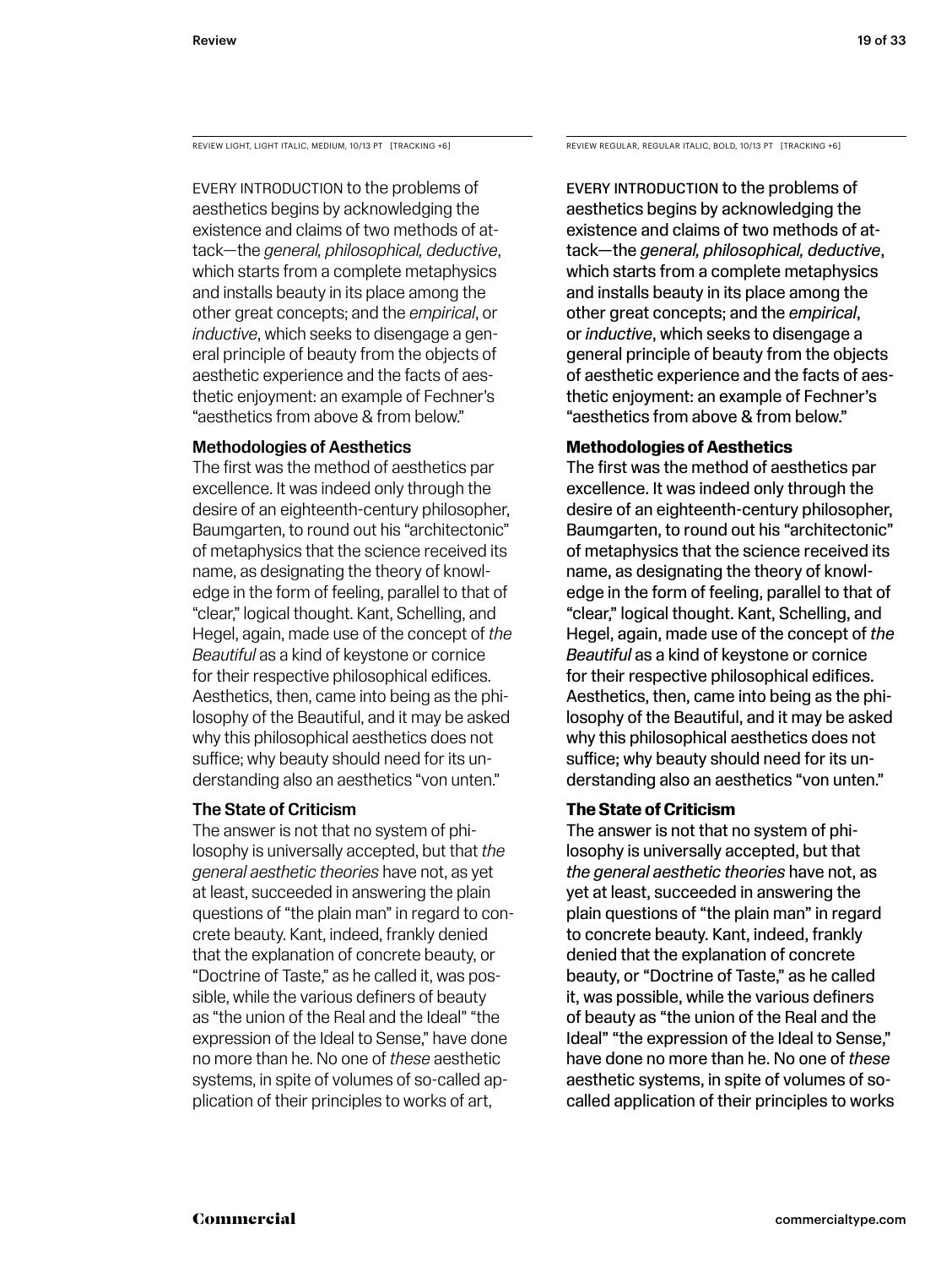REVIEW LIGHT, LIGHT ITALIC, MEDIUM, 10/13 PT [TRACKING +6]

EVERY INTRODUCTION to the problems of aesthetics begins by acknowledging the existence and claims of two methods of attack—the *general, philosophical, deductive*, which starts from a complete metaphysics and installs beauty in its place among the other great concepts; and the *empirical*, or *inductive*, which seeks to disengage a general principle of beauty from the objects of aesthetic experience and the facts of aesthetic enjoyment: an example of Fechner's "aesthetics from above & from below."

### Methodologies of Aesthetics

The first was the method of aesthetics par excellence. It was indeed only through the desire of an eighteenth-century philosopher, Baumgarten, to round out his "architectonic" of metaphysics that the science received its name, as designating the theory of knowledge in the form of feeling, parallel to that of "clear," logical thought. Kant, Schelling, and Hegel, again, made use of the concept of *the Beautiful* as a kind of keystone or cornice for their respective philosophical edifices. Aesthetics, then, came into being as the philosophy of the Beautiful, and it may be asked why this philosophical aesthetics does not suffice; why beauty should need for its understanding also an aesthetics "von unten."

### The State of Criticism

The answer is not that no system of philosophy is universally accepted, but that *the general aesthetic theories* have not, as yet at least, succeeded in answering the plain questions of "the plain man" in regard to concrete beauty. Kant, indeed, frankly denied that the explanation of concrete beauty, or "Doctrine of Taste," as he called it, was possible, while the various definers of beauty as "the union of the Real and the Ideal" "the expression of the Ideal to Sense," have done no more than he. No one of *these* aesthetic systems, in spite of volumes of so-called application of their principles to works of art,

REVIEW REGULAR, REGULAR ITALIC, BOLD, 10/13 PT [TRACKING +6]

EVERY INTRODUCTION to the problems of aesthetics begins by acknowledging the existence and claims of two methods of attack—the *general, philosophical, deductive*, which starts from a complete metaphysics and installs beauty in its place among the other great concepts; and the *empirical*, or *inductive*, which seeks to disengage a general principle of beauty from the objects of aesthetic experience and the facts of aesthetic enjoyment: an example of Fechner's "aesthetics from above & from below."

### **Methodologies of Aesthetics**

The first was the method of aesthetics par excellence. It was indeed only through the desire of an eighteenth-century philosopher, Baumgarten, to round out his "architectonic" of metaphysics that the science received its name, as designating the theory of knowledge in the form of feeling, parallel to that of "clear," logical thought. Kant, Schelling, and Hegel, again, made use of the concept of *the Beautiful* as a kind of keystone or cornice for their respective philosophical edifices. Aesthetics, then, came into being as the philosophy of the Beautiful, and it may be asked why this philosophical aesthetics does not suffice; why beauty should need for its understanding also an aesthetics "von unten."

### **The State of Criticism**

The answer is not that no system of philosophy is universally accepted, but that *the general aesthetic theories* have not, as yet at least, succeeded in answering the plain questions of "the plain man" in regard to concrete beauty. Kant, indeed, frankly denied that the explanation of concrete beauty, or "Doctrine of Taste," as he called it, was possible, while the various definers of beauty as "the union of the Real and the Ideal" "the expression of the Ideal to Sense," have done no more than he. No one of *these* aesthetic systems, in spite of volumes of so-called application of their principles to works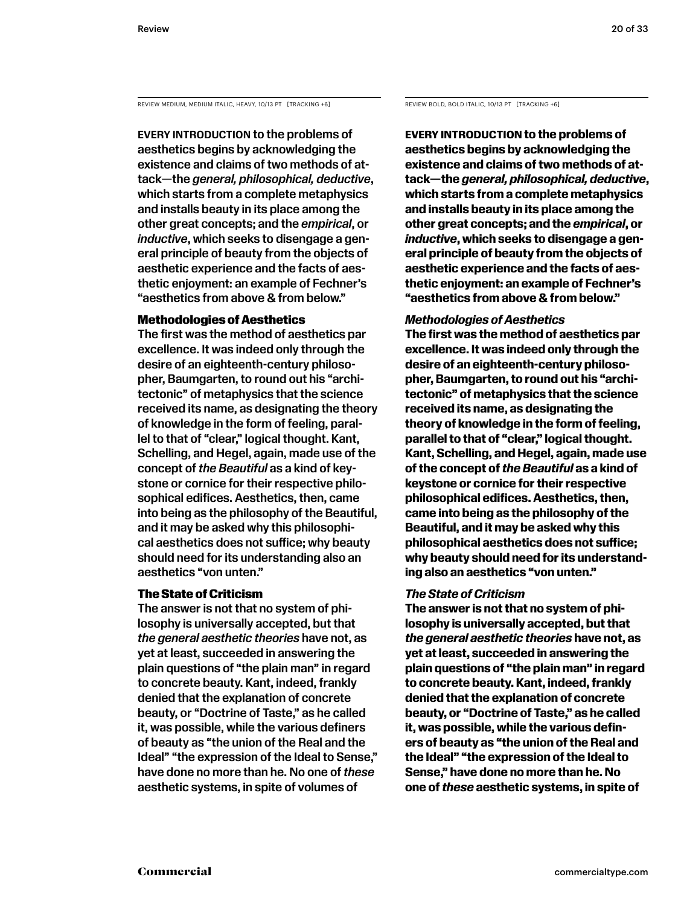REVIEW MEDIUM, MEDIUM ITALIC, HEAVY, 10/13 PT [TRACKING +6]

EVERY INTRODUCTION to the problems of aesthetics begins by acknowledging the existence and claims of two methods of attack—the *general, philosophical, deductive*, which starts from a complete metaphysics and installs beauty in its place among the other great concepts; and the *empirical*, or *inductive*, which seeks to disengage a general principle of beauty from the objects of aesthetic experience and the facts of aesthetic enjoyment: an example of Fechner's "aesthetics from above & from below."

### Methodologies of Aesthetics

The first was the method of aesthetics par excellence. It was indeed only through the desire of an eighteenth-century philosopher, Baumgarten, to round out his "architectonic" of metaphysics that the science received its name, as designating the theory of knowledge in the form of feeling, parallel to that of "clear," logical thought. Kant, Schelling, and Hegel, again, made use of the concept of *the Beautiful* as a kind of keystone or cornice for their respective philosophical edifices. Aesthetics, then, came into being as the philosophy of the Beautiful, and it may be asked why this philosophical aesthetics does not suffice; why beauty should need for its understanding also an aesthetics "von unten."

### The State of Criticism

The answer is not that no system of philosophy is universally accepted, but that *the general aesthetic theories* have not, as yet at least, succeeded in answering the plain questions of "the plain man" in regard to concrete beauty. Kant, indeed, frankly denied that the explanation of concrete beauty, or "Doctrine of Taste," as he called it, was possible, while the various definers of beauty as "the union of the Real and the Ideal" "the expression of the Ideal to Sense," have done no more than he. No one of *these* aesthetic systems, in spite of volumes of

REVIEW BOLD, BOLD ITALIC, 10/13 PT [TRACKING +6]

**EVERY INTRODUCTION to the problems of aesthetics begins by acknowledging the existence and claims of two methods of attack—the *general, philosophical, deductive*, which starts from a complete metaphysics and installs beauty in its place among the other great concepts; and the *empirical*, or *inductive*, which seeks to disengage a general principle of beauty from the objects of aesthetic experience and the facts of aesthetic enjoyment: an example of Fechner's "aesthetics from above & from below."**

***Methodologies of Aesthetics***

**The first was the method of aesthetics par excellence. It was indeed only through the desire of an eighteenth-century philosopher, Baumgarten, to round out his "architectonic" of metaphysics that the science received its name, as designating the theory of knowledge in the form of feeling, parallel to that of "clear," logical thought. Kant, Schelling, and Hegel, again, made use of the concept of *the Beautiful* as a kind of keystone or cornice for their respective philosophical edifices. Aesthetics, then, came into being as the philosophy of the Beautiful, and it may be asked why this philosophical aesthetics does not suffice; why beauty should need for its understanding also an aesthetics "von unten."**

***The State of Criticism***

**The answer is not that no system of philosophy is universally accepted, but that *the general aesthetic theories* have not, as yet at least, succeeded in answering the plain questions of "the plain man" in regard to concrete beauty. Kant, indeed, frankly denied that the explanation of concrete beauty, or "Doctrine of Taste," as he called it, was possible, while the various definers of beauty as "the union of the Real and the Ideal" "the expression of the Ideal to Sense," have done no more than he. No one of *these* aesthetic systems, in spite of**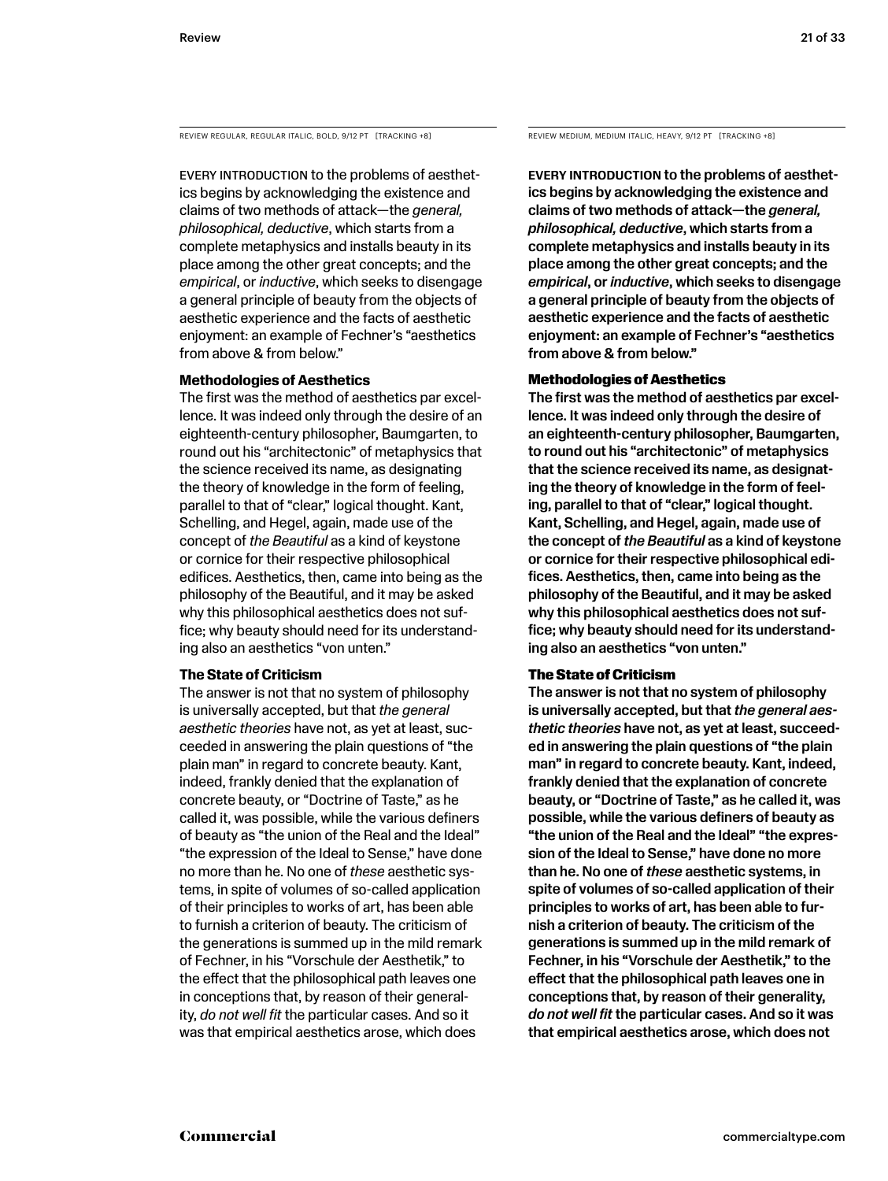REVIEW REGULAR, REGULAR ITALIC, BOLD, 9/12 PT [TRACKING +8]

EVERY INTRODUCTION to the problems of aesthetics begins by acknowledging the existence and claims of two methods of attack—the *general, philosophical, deductive*, which starts from a complete metaphysics and installs beauty in its place among the other great concepts; and the *empirical*, or *inductive*, which seeks to disengage a general principle of beauty from the objects of aesthetic experience and the facts of aesthetic enjoyment: an example of Fechner's "aesthetics from above & from below."

**Methodologies of Aesthetics**

The first was the method of aesthetics par excellence. It was indeed only through the desire of an eighteenth-century philosopher, Baumgarten, to round out his "architectonic" of metaphysics that the science received its name, as designating the theory of knowledge in the form of feeling, parallel to that of "clear," logical thought. Kant, Schelling, and Hegel, again, made use of the concept of *the Beautiful* as a kind of keystone or cornice for their respective philosophical edifices. Aesthetics, then, came into being as the philosophy of the Beautiful, and it may be asked why this philosophical aesthetics does not suffice; why beauty should need for its understanding also an aesthetics "von unten."

**The State of Criticism**

The answer is not that no system of philosophy is universally accepted, but that *the general aesthetic theories* have not, as yet at least, succeeded in answering the plain questions of "the plain man" in regard to concrete beauty. Kant, indeed, frankly denied that the explanation of concrete beauty, or "Doctrine of Taste," as he called it, was possible, while the various definers of beauty as "the union of the Real and the Ideal" "the expression of the Ideal to Sense," have done no more than he. No one of *these* aesthetic systems, in spite of volumes of so-called application of their principles to works of art, has been able to furnish a criterion of beauty. The criticism of the generations is summed up in the mild remark of Fechner, in his "Vorschule der Aesthetik," to the effect that the philosophical path leaves one in conceptions that, by reason of their generality, *do not well fit* the particular cases. And so it was that empirical aesthetics arose, which does

REVIEW MEDIUM, MEDIUM ITALIC, HEAVY, 9/12 PT [TRACKING +8]

**EVERY INTRODUCTION to the problems of aesthetics begins by acknowledging the existence and claims of two methods of attack—the *general, philosophical, deductive*, which starts from a complete metaphysics and installs beauty in its place among the other great concepts; and the *empirical*, or *inductive*, which seeks to disengage a general principle of beauty from the objects of aesthetic experience and the facts of aesthetic enjoyment: an example of Fechner's "aesthetics from above & from below."**

**Methodologies of Aesthetics**

**The first was the method of aesthetics par excellence. It was indeed only through the desire of an eighteenth-century philosopher, Baumgarten, to round out his "architectonic" of metaphysics that the science received its name, as designating the theory of knowledge in the form of feeling, parallel to that of "clear," logical thought. Kant, Schelling, and Hegel, again, made use of the concept of *the Beautiful* as a kind of keystone or cornice for their respective philosophical edifices. Aesthetics, then, came into being as the philosophy of the Beautiful, and it may be asked why this philosophical aesthetics does not suffice; why beauty should need for its understanding also an aesthetics "von unten."**

**The State of Criticism**

**The answer is not that no system of philosophy is universally accepted, but that *the general aesthetic theories* have not, as yet at least, succeeded in answering the plain questions of "the plain man" in regard to concrete beauty. Kant, indeed, frankly denied that the explanation of concrete beauty, or "Doctrine of Taste," as he called it, was possible, while the various definers of beauty as "the union of the Real and the Ideal" "the expression of the Ideal to Sense," have done no more than he. No one of *these* aesthetic systems, in spite of volumes of so-called application of their principles to works of art, has been able to furnish a criterion of beauty. The criticism of the generations is summed up in the mild remark of Fechner, in his "Vorschule der Aesthetik," to the effect that the philosophical path leaves one in conceptions that, by reason of their generality, *do not well fit* the particular cases. And so it was that empirical aesthetics arose, which does not**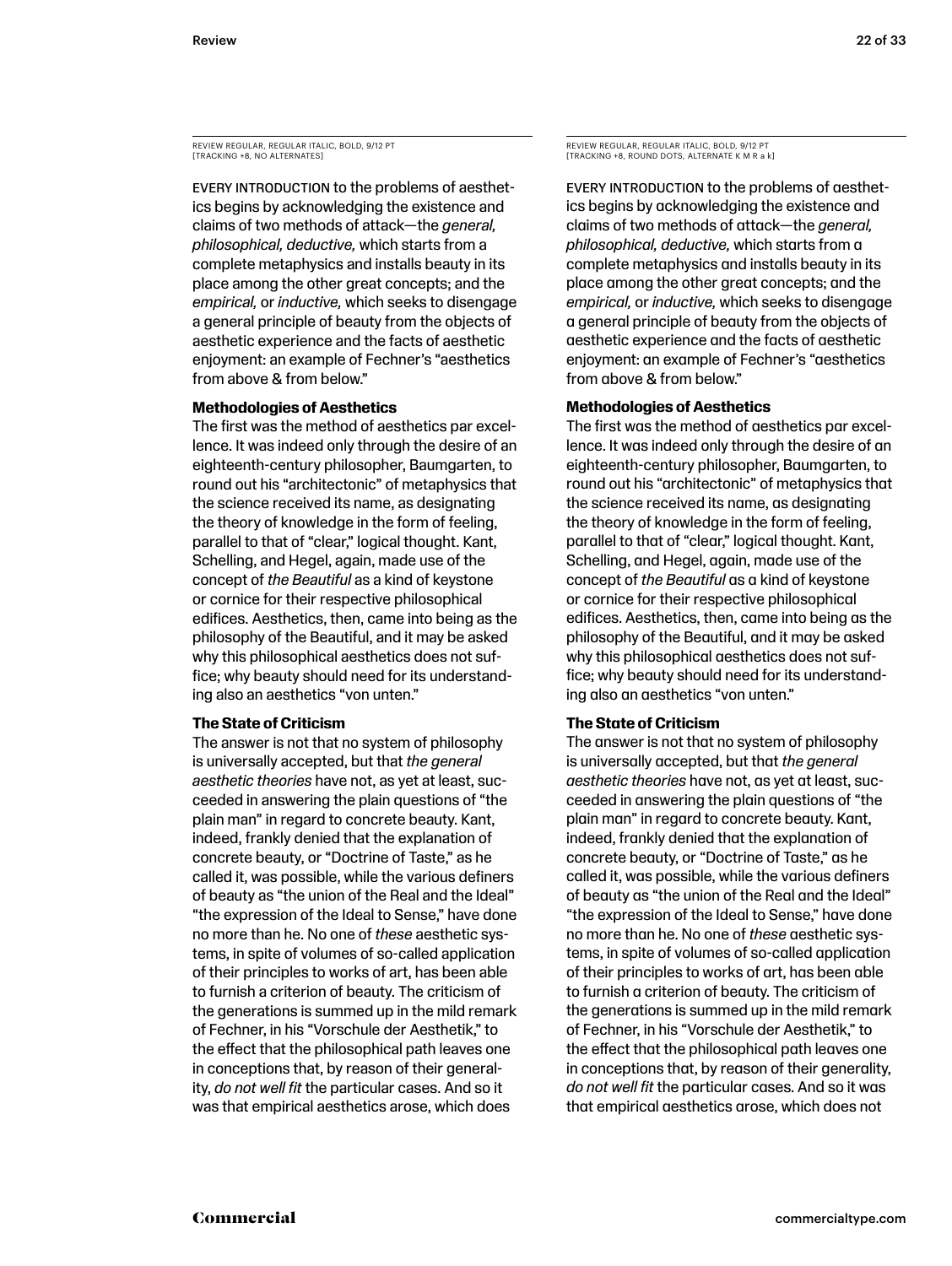REVIEW REGULAR, REGULAR ITALIC, BOLD, 9/12 PT
[TRACKING +8, NO ALTERNATES]

EVERY INTRODUCTION to the problems of aesthetics begins by acknowledging the existence and claims of two methods of attack—the *general, philosophical, deductive,* which starts from a complete metaphysics and installs beauty in its place among the other great concepts; and the *empirical,* or *inductive,* which seeks to disengage a general principle of beauty from the objects of aesthetic experience and the facts of aesthetic enjoyment: an example of Fechner's "aesthetics from above & from below."

**Methodologies of Aesthetics**

The first was the method of aesthetics par excellence. It was indeed only through the desire of an eighteenth-century philosopher, Baumgarten, to round out his "architectonic" of metaphysics that the science received its name, as designating the theory of knowledge in the form of feeling, parallel to that of "clear," logical thought. Kant, Schelling, and Hegel, again, made use of the concept of *the Beautiful* as a kind of keystone or cornice for their respective philosophical edifices. Aesthetics, then, came into being as the philosophy of the Beautiful, and it may be asked why this philosophical aesthetics does not suffice; why beauty should need for its understanding also an aesthetics "von unten."

**The State of Criticism**

The answer is not that no system of philosophy is universally accepted, but that *the general aesthetic theories* have not, as yet at least, succeeded in answering the plain questions of "the plain man" in regard to concrete beauty. Kant, indeed, frankly denied that the explanation of concrete beauty, or "Doctrine of Taste," as he called it, was possible, while the various definers of beauty as "the union of the Real and the Ideal" "the expression of the Ideal to Sense," have done no more than he. No one of *these* aesthetic systems, in spite of volumes of so-called application of their principles to works of art, has been able to furnish a criterion of beauty. The criticism of the generations is summed up in the mild remark of Fechner, in his "Vorschule der Aesthetik," to the effect that the philosophical path leaves one in conceptions that, by reason of their generality, *do not well fit* the particular cases. And so it was that empirical aesthetics arose, which does

REVIEW REGULAR, REGULAR ITALIC, BOLD, 9/12 PT
[TRACKING +8, ROUND DOTS, ALTERNATE K M R a k]

EVERY INTRODUCTION to the problems of aesthetics begins by acknowledging the existence and claims of two methods of attack—the *general, philosophical, deductive,* which starts from a complete metaphysics and installs beauty in its place among the other great concepts; and the *empirical,* or *inductive,* which seeks to disengage a general principle of beauty from the objects of aesthetic experience and the facts of aesthetic enjoyment: an example of Fechner's "aesthetics from above & from below."

**Methodologies of Aesthetics**

The first was the method of aesthetics par excellence. It was indeed only through the desire of an eighteenth-century philosopher, Baumgarten, to round out his "architectonic" of metaphysics that the science received its name, as designating the theory of knowledge in the form of feeling, parallel to that of "clear," logical thought. Kant, Schelling, and Hegel, again, made use of the concept of *the Beautiful* as a kind of keystone or cornice for their respective philosophical edifices. Aesthetics, then, came into being as the philosophy of the Beautiful, and it may be asked why this philosophical aesthetics does not suffice; why beauty should need for its understanding also an aesthetics "von unten."

**The State of Criticism**

The answer is not that no system of philosophy is universally accepted, but that *the general aesthetic theories* have not, as yet at least, succeeded in answering the plain questions of "the plain man" in regard to concrete beauty. Kant, indeed, frankly denied that the explanation of concrete beauty, or "Doctrine of Taste," as he called it, was possible, while the various definers of beauty as "the union of the Real and the Ideal" "the expression of the Ideal to Sense," have done no more than he. No one of *these* aesthetic systems, in spite of volumes of so-called application of their principles to works of art, has been able to furnish a criterion of beauty. The criticism of the generations is summed up in the mild remark of Fechner, in his "Vorschule der Aesthetik," to the effect that the philosophical path leaves one in conceptions that, by reason of their generality, *do not well fit* the particular cases. And so it was that empirical aesthetics arose, which does not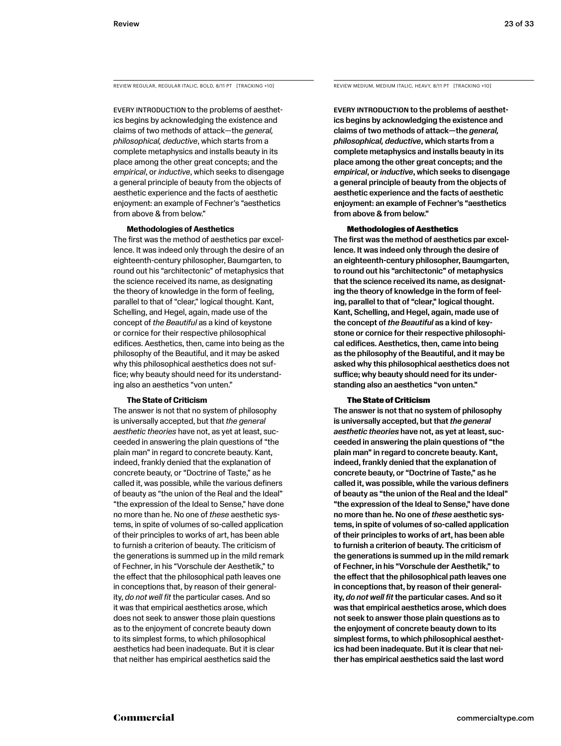REVIEW REGULAR, REGULAR ITALIC, BOLD, 8/11 PT [TRACKING +10]

EVERY INTRODUCTION to the problems of aesthetics begins by acknowledging the existence and claims of two methods of attack—the *general, philosophical, deductive*, which starts from a complete metaphysics and installs beauty in its place among the other great concepts; and the *empirical*, or *inductive*, which seeks to disengage a general principle of beauty from the objects of aesthetic experience and the facts of aesthetic enjoyment: an example of Fechner's "aesthetics from above & from below."

**Methodologies of Aesthetics**

The first was the method of aesthetics par excellence. It was indeed only through the desire of an eighteenth-century philosopher, Baumgarten, to round out his "architectonic" of metaphysics that the science received its name, as designating the theory of knowledge in the form of feeling, parallel to that of "clear," logical thought. Kant, Schelling, and Hegel, again, made use of the concept of *the Beautiful* as a kind of keystone or cornice for their respective philosophical edifices. Aesthetics, then, came into being as the philosophy of the Beautiful, and it may be asked why this philosophical aesthetics does not suffice; why beauty should need for its understanding also an aesthetics "von unten."

**The State of Criticism**

The answer is not that no system of philosophy is universally accepted, but that *the general aesthetic theories* have not, as yet at least, succeeded in answering the plain questions of "the plain man" in regard to concrete beauty. Kant, indeed, frankly denied that the explanation of concrete beauty, or "Doctrine of Taste," as he called it, was possible, while the various definers of beauty as "the union of the Real and the Ideal" "the expression of the Ideal to Sense," have done no more than he. No one of *these* aesthetic systems, in spite of volumes of so-called application of their principles to works of art, has been able to furnish a criterion of beauty. The criticism of the generations is summed up in the mild remark of Fechner, in his "Vorschule der Aesthetik," to the effect that the philosophical path leaves one in conceptions that, by reason of their generality, *do not well fit* the particular cases. And so it was that empirical aesthetics arose, which does not seek to answer those plain questions as to the enjoyment of concrete beauty down to its simplest forms, to which philosophical aesthetics had been inadequate. But it is clear that neither has empirical aesthetics said the

REVIEW MEDIUM, MEDIUM ITALIC, HEAVY, 8/11 PT [TRACKING +10]

**EVERY INTRODUCTION to the problems of aesthetics begins by acknowledging the existence and claims of two methods of attack—the *general, philosophical, deductive*, which starts from a complete metaphysics and installs beauty in its place among the other great concepts; and the *empirical*, or *inductive*, which seeks to disengage a general principle of beauty from the objects of aesthetic experience and the facts of aesthetic enjoyment: an example of Fechner's "aesthetics from above & from below."**

**Methodologies of Aesthetics**

**The first was the method of aesthetics par excellence. It was indeed only through the desire of an eighteenth-century philosopher, Baumgarten, to round out his "architectonic" of metaphysics that the science received its name, as designating the theory of knowledge in the form of feeling, parallel to that of "clear," logical thought. Kant, Schelling, and Hegel, again, made use of the concept of *the Beautiful* as a kind of keystone or cornice for their respective philosophical edifices. Aesthetics, then, came into being as the philosophy of the Beautiful, and it may be asked why this philosophical aesthetics does not suffice; why beauty should need for its understanding also an aesthetics "von unten."**

**The State of Criticism**

**The answer is not that no system of philosophy is universally accepted, but that *the general aesthetic theories* have not, as yet at least, succeeded in answering the plain questions of "the plain man" in regard to concrete beauty. Kant, indeed, frankly denied that the explanation of concrete beauty, or "Doctrine of Taste," as he called it, was possible, while the various definers of beauty as "the union of the Real and the Ideal" "the expression of the Ideal to Sense," have done no more than he. No one of *these* aesthetic systems, in spite of volumes of so-called application of their principles to works of art, has been able to furnish a criterion of beauty. The criticism of the generations is summed up in the mild remark of Fechner, in his "Vorschule der Aesthetik," to the effect that the philosophical path leaves one in conceptions that, by reason of their generality, *do not well fit* the particular cases. And so it was that empirical aesthetics arose, which does not seek to answer those plain questions as to the enjoyment of concrete beauty down to its simplest forms, to which philosophical aesthetics had been inadequate. But it is clear that neither has empirical aesthetics said the last word**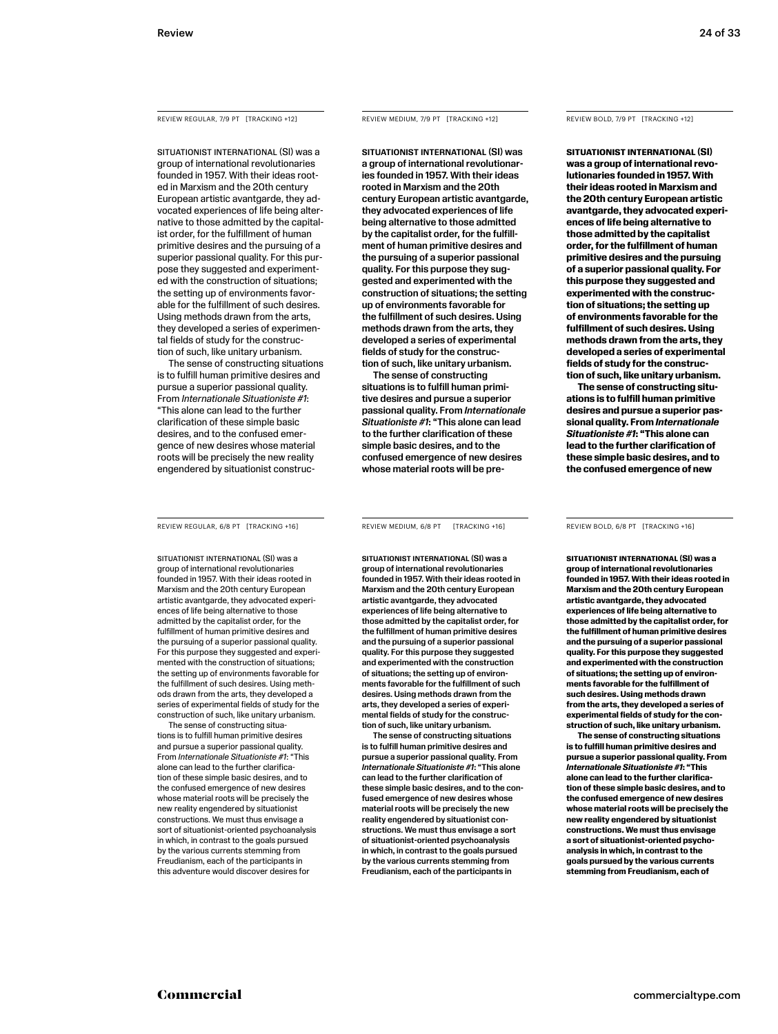REVIEW REGULAR, 7/9 PT [TRACKING +12]

SITUATIONIST INTERNATIONAL (SI) was a group of international revolutionaries founded in 1957. With their ideas rooted in Marxism and the 20th century European artistic avantgarde, they advocated experiences of life being alternative to those admitted by the capitalist order, for the fulfillment of human primitive desires and the pursuing of a superior passional quality. For this purpose they suggested and experimented with the construction of situations; the setting up of environments favorable for the fulfillment of such desires. Using methods drawn from the arts, they developed a series of experimental fields of study for the construction of such, like unitary urbanism.

The sense of constructing situations is to fulfill human primitive desires and pursue a superior passional quality. From *Internationale Situationiste #1*: "This alone can lead to the further clarification of these simple basic desires, and to the confused emergence of new desires whose material roots will be precisely the new reality engendered by situationist construc-

REVIEW MEDIUM, 7/9 PT [TRACKING +12]

**SITUATIONIST INTERNATIONAL (SI) was a group of international revolutionaries founded in 1957. With their ideas rooted in Marxism and the 20th century European artistic avantgarde, they advocated experiences of life being alternative to those admitted by the capitalist order, for the fulfillment of human primitive desires and the pursuing of a superior passional quality. For this purpose they suggested and experimented with the construction of situations; the setting up of environments favorable for the fulfillment of such desires. Using methods drawn from the arts, they developed a series of experimental fields of study for the construction of such, like unitary urbanism.**

**The sense of constructing situations is to fulfill human primitive desires and pursue a superior passional quality. From *Internationale Situationiste #1*: "This alone can lead to the further clarification of these simple basic desires, and to the confused emergence of new desires whose material roots will be pre-**

REVIEW BOLD, 7/9 PT [TRACKING +12]

**SITUATIONIST INTERNATIONAL (SI) was a group of international revolutionaries founded in 1957. With their ideas rooted in Marxism and the 20th century European artistic avantgarde, they advocated experiences of life being alternative to those admitted by the capitalist order, for the fulfillment of human primitive desires and the pursuing of a superior passional quality. For this purpose they suggested and experimented with the construction of situations; the setting up of environments favorable for the fulfillment of such desires. Using methods drawn from the arts, they developed a series of experimental fields of study for the construction of such, like unitary urbanism.**

**The sense of constructing situations is to fulfill human primitive desires and pursue a superior passional quality. From *Internationale Situationiste #1*: "This alone can lead to the further clarification of these simple basic desires, and to the confused emergence of new**

REVIEW REGULAR, 6/8 PT [TRACKING +16]

SITUATIONIST INTERNATIONAL (SI) was a group of international revolutionaries founded in 1957. With their ideas rooted in Marxism and the 20th century European artistic avantgarde, they advocated experiences of life being alternative to those admitted by the capitalist order, for the fulfillment of human primitive desires and the pursuing of a superior passional quality. For this purpose they suggested and experimented with the construction of situations; the setting up of environments favorable for the fulfillment of such desires. Using methods drawn from the arts, they developed a series of experimental fields of study for the construction of such, like unitary urbanism.

The sense of constructing situations is to fulfill human primitive desires and pursue a superior passional quality. From *Internationale Situationiste #1*: "This alone can lead to the further clarification of these simple basic desires, and to the confused emergence of new desires whose material roots will be precisely the new reality engendered by situationist constructions. We must thus envisage a sort of situationist-oriented psychoanalysis in which, in contrast to the goals pursued by the various currents stemming from Freudianism, each of the participants in this adventure would discover desires for

REVIEW MEDIUM, 6/8 PT [TRACKING +16]

**SITUATIONIST INTERNATIONAL (SI) was a group of international revolutionaries founded in 1957. With their ideas rooted in Marxism and the 20th century European artistic avantgarde, they advocated experiences of life being alternative to those admitted by the capitalist order, for the fulfillment of human primitive desires and the pursuing of a superior passional quality. For this purpose they suggested and experimented with the construction of situations; the setting up of environments favorable for the fulfillment of such desires. Using methods drawn from the arts, they developed a series of experimental fields of study for the construction of such, like unitary urbanism.**

**The sense of constructing situations is to fulfill human primitive desires and pursue a superior passional quality. From *Internationale Situationiste #1*: "This alone can lead to the further clarification of these simple basic desires, and to the confused emergence of new desires whose material roots will be precisely the new reality engendered by situationist constructions. We must thus envisage a sort of situationist-oriented psychoanalysis in which, in contrast to the goals pursued by the various currents stemming from Freudianism, each of the participants in**

REVIEW BOLD, 6/8 PT [TRACKING +16]

**SITUATIONIST INTERNATIONAL (SI) was a group of international revolutionaries founded in 1957. With their ideas rooted in Marxism and the 20th century European artistic avantgarde, they advocated experiences of life being alternative to those admitted by the capitalist order, for the fulfillment of human primitive desires and the pursuing of a superior passional quality. For this purpose they suggested and experimented with the construction of situations; the setting up of environments favorable for the fulfillment of such desires. Using methods drawn from the arts, they developed a series of experimental fields of study for the construction of such, like unitary urbanism.**

**The sense of constructing situations is to fulfill human primitive desires and pursue a superior passional quality. From *Internationale Situationiste #1*: "This alone can lead to the further clarification of these simple basic desires, and to the confused emergence of new desires whose material roots will be precisely the new reality engendered by situationist constructions. We must thus envisage a sort of situationist-oriented psychoanalysis in which, in contrast to the goals pursued by the various currents stemming from Freudianism, each of**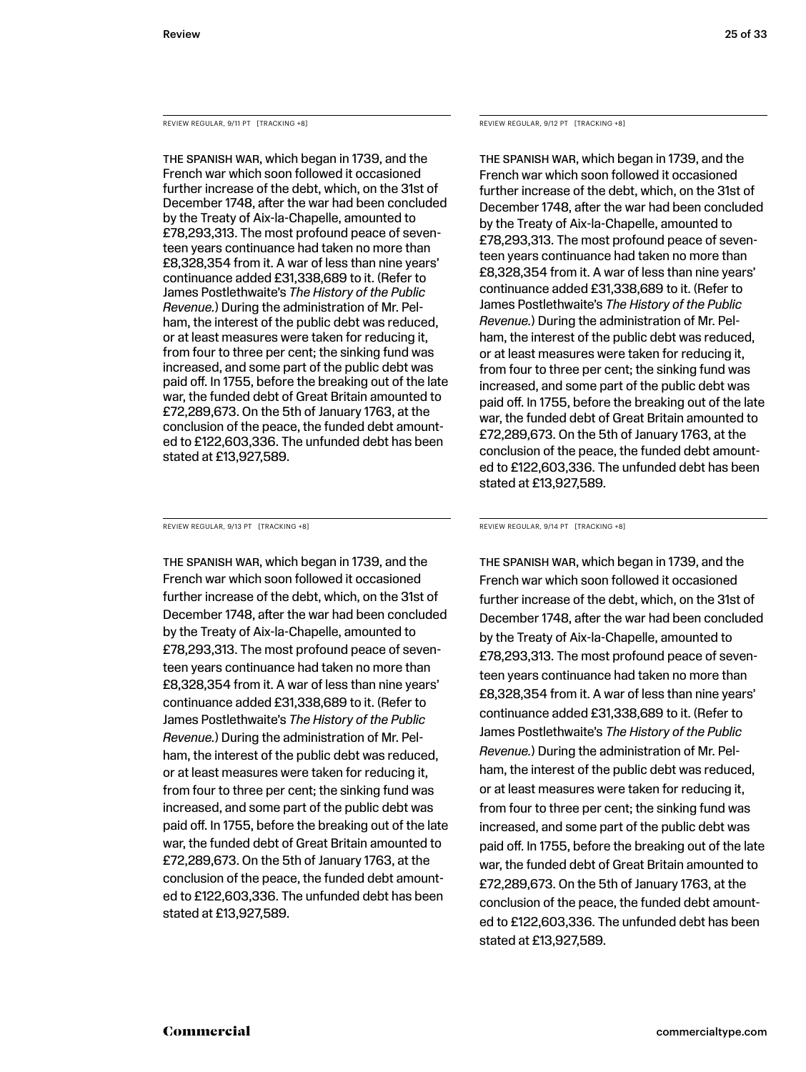REVIEW REGULAR, 9/11 PT [TRACKING +8]

THE SPANISH WAR, which began in 1739, and the French war which soon followed it occasioned further increase of the debt, which, on the 31st of December 1748, after the war had been concluded by the Treaty of Aix-la-Chapelle, amounted to £78,293,313. The most profound peace of seventeen years continuance had taken no more than £8,328,354 from it. A war of less than nine years' continuance added £31,338,689 to it. (Refer to James Postlethwaite's *The History of the Public Revenue.*) During the administration of Mr. Pelham, the interest of the public debt was reduced, or at least measures were taken for reducing it, from four to three per cent; the sinking fund was increased, and some part of the public debt was paid off. In 1755, before the breaking out of the late war, the funded debt of Great Britain amounted to £72,289,673. On the 5th of January 1763, at the conclusion of the peace, the funded debt amounted to £122,603,336. The unfunded debt has been stated at £13,927,589.

REVIEW REGULAR, 9/12 PT [TRACKING +8]

THE SPANISH WAR, which began in 1739, and the French war which soon followed it occasioned further increase of the debt, which, on the 31st of December 1748, after the war had been concluded by the Treaty of Aix-la-Chapelle, amounted to £78,293,313. The most profound peace of seventeen years continuance had taken no more than £8,328,354 from it. A war of less than nine years' continuance added £31,338,689 to it. (Refer to James Postlethwaite's *The History of the Public Revenue.*) During the administration of Mr. Pelham, the interest of the public debt was reduced, or at least measures were taken for reducing it, from four to three per cent; the sinking fund was increased, and some part of the public debt was paid off. In 1755, before the breaking out of the late war, the funded debt of Great Britain amounted to £72,289,673. On the 5th of January 1763, at the conclusion of the peace, the funded debt amounted to £122,603,336. The unfunded debt has been stated at £13,927,589.

REVIEW REGULAR, 9/13 PT [TRACKING +8]

THE SPANISH WAR, which began in 1739, and the French war which soon followed it occasioned further increase of the debt, which, on the 31st of December 1748, after the war had been concluded by the Treaty of Aix-la-Chapelle, amounted to £78,293,313. The most profound peace of seventeen years continuance had taken no more than £8,328,354 from it. A war of less than nine years' continuance added £31,338,689 to it. (Refer to James Postlethwaite's *The History of the Public Revenue.*) During the administration of Mr. Pelham, the interest of the public debt was reduced, or at least measures were taken for reducing it, from four to three per cent; the sinking fund was increased, and some part of the public debt was paid off. In 1755, before the breaking out of the late war, the funded debt of Great Britain amounted to £72,289,673. On the 5th of January 1763, at the conclusion of the peace, the funded debt amounted to £122,603,336. The unfunded debt has been stated at £13,927,589.

REVIEW REGULAR, 9/14 PT [TRACKING +8]

THE SPANISH WAR, which began in 1739, and the French war which soon followed it occasioned further increase of the debt, which, on the 31st of December 1748, after the war had been concluded by the Treaty of Aix-la-Chapelle, amounted to £78,293,313. The most profound peace of seventeen years continuance had taken no more than £8,328,354 from it. A war of less than nine years' continuance added £31,338,689 to it. (Refer to James Postlethwaite's *The History of the Public Revenue.*) During the administration of Mr. Pelham, the interest of the public debt was reduced, or at least measures were taken for reducing it, from four to three per cent; the sinking fund was increased, and some part of the public debt was paid off. In 1755, before the breaking out of the late war, the funded debt of Great Britain amounted to £72,289,673. On the 5th of January 1763, at the conclusion of the peace, the funded debt amounted to £122,603,336. The unfunded debt has been stated at £13,927,589.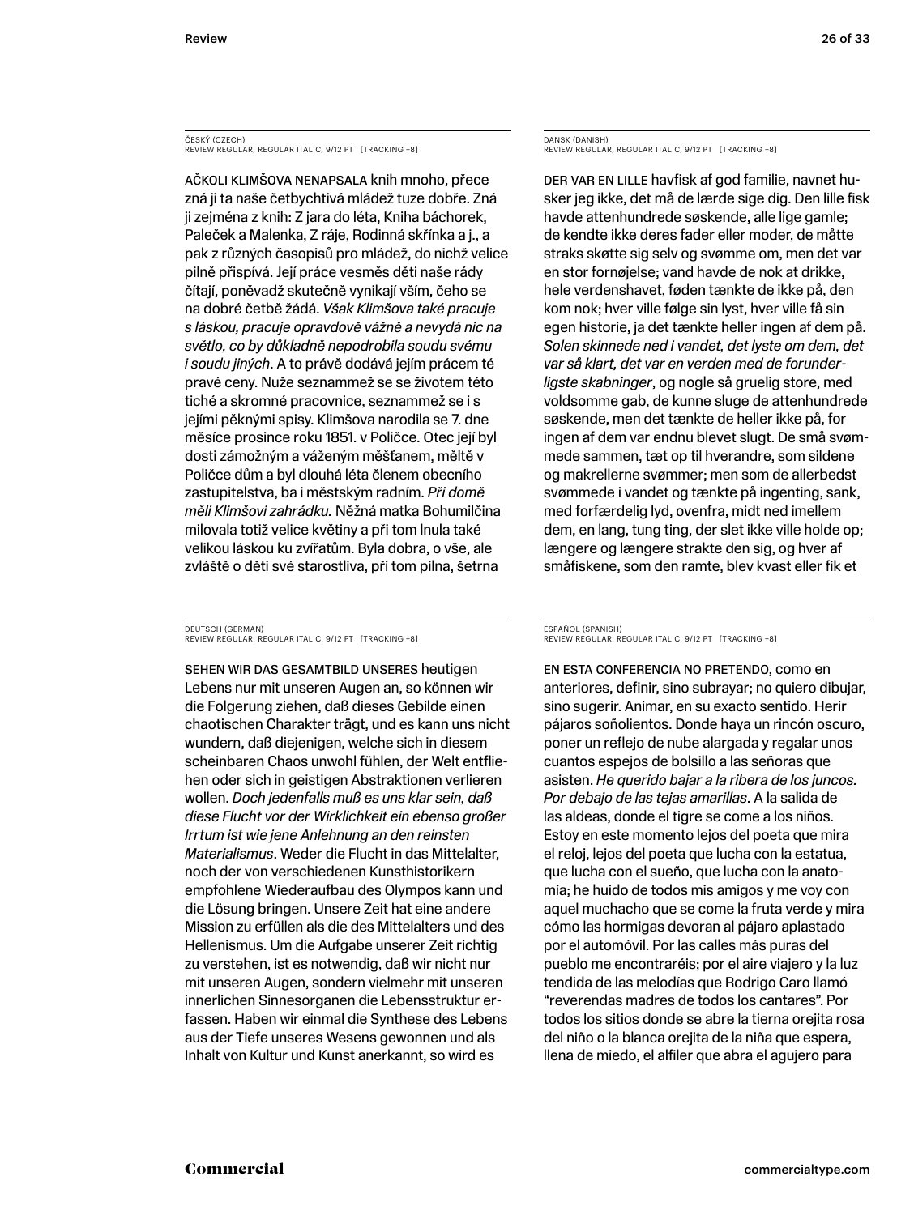ČESKÝ (CZECH)
REVIEW REGULAR, REGULAR ITALIC, 9/12 PT [TRACKING +8]

AČKOLI KLIMŠOVA NENAPSALA knih mnoho, přece zná ji ta naše četbychtivá mládež tuze dobře. Zná ji zejména z knih: Z jara do léta, Kniha báchorek, Paleček a Malenka, Z ráje, Rodinná skřínka a j., a pak z různých časopisů pro mládež, do nichž velice pilně přispívá. Její práce vesměs děti naše rády čítají, poněvadž skutečně vynikají vším, čeho se na dobré četbě žádá. *Však Klimšova také pracuje s láskou, pracuje opravdově vážně a nevydá nic na světlo, co by důkladně nepodrobila soudu svému i soudu jiných*. A to právě dodává jejím prácem té pravé ceny. Nuže seznammež se se životem této tiché a skromné pracovnice, seznammež se i s jejími pěknými spisy. Klimšova narodila se 7. dne měsíce prosince roku 1851. v Poličce. Otec její byl dosti zámožným a váženým měšťanem, měltě v Poličce dům a byl dlouhá léta členem obecního zastupitelstva, ba i městským radním. *Při domě měli Klimšovi zahrádku.* Něžná matka Bohumilčina milovala totiž velice květiny a při tom lnula také velikou láskou ku zvířatům. Byla dobra, o vše, ale zvláště o děti své starostliva, při tom pilna, šetrna

DANSK (DANISH)
REVIEW REGULAR, REGULAR ITALIC, 9/12 PT [TRACKING +8]

DER VAR EN LILLE havfisk af god familie, navnet husker jeg ikke, det må de lærde sige dig. Den lille fisk havde attenhundrede søskende, alle lige gamle; de kendte ikke deres fader eller moder, de måtte straks skøtte sig selv og svømme om, men det var en stor fornøjelse; vand havde de nok at drikke, hele verdenshavet, føden tænkte de ikke på, den kom nok; hver ville følge sin lyst, hver ville få sin egen historie, ja det tænkte heller ingen af dem på. *Solen skinnede ned i vandet, det lyste om dem, det var så klart, det var en verden med de forunderligste skabninger*, og nogle så gruelig store, med voldsomme gab, de kunne sluge de attenhundrede søskende, men det tænkte de heller ikke på, for ingen af dem var endnu blevet slugt. De små svømmede sammen, tæt op til hverandre, som sildene og makrellerne svømmer; men som de allerbedst svømmede i vandet og tænkte på ingenting, sank, med forfærdelig lyd, ovenfra, midt ned imellem dem, en lang, tung ting, der slet ikke ville holde op; længere og længere strakte den sig, og hver af småfiskene, som den ramte, blev kvast eller fik et

DEUTSCH (GERMAN)
REVIEW REGULAR, REGULAR ITALIC, 9/12 PT [TRACKING +8]

SEHEN WIR DAS GESAMTBILD UNSERES heutigen Lebens nur mit unseren Augen an, so können wir die Folgerung ziehen, daß dieses Gebilde einen chaotischen Charakter trägt, und es kann uns nicht wundern, daß diejenigen, welche sich in diesem scheinbaren Chaos unwohl fühlen, der Welt entfliehen oder sich in geistigen Abstraktionen verlieren wollen. *Doch jedenfalls muß es uns klar sein, daß diese Flucht vor der Wirklichkeit ein ebenso großer Irrtum ist wie jene Anlehnung an den reinsten Materialismus*. Weder die Flucht in das Mittelalter, noch der von verschiedenen Kunsthistorikern empfohlene Wiederaufbau des Olympos kann und die Lösung bringen. Unsere Zeit hat eine andere Mission zu erfüllen als die des Mittelalters und des Hellenismus. Um die Aufgabe unserer Zeit richtig zu verstehen, ist es notwendig, daß wir nicht nur mit unseren Augen, sondern vielmehr mit unseren innerlichen Sinnesorganen die Lebensstruktur erfassen. Haben wir einmal die Synthese des Lebens aus der Tiefe unseres Wesens gewonnen und als Inhalt von Kultur und Kunst anerkannt, so wird es

ESPAÑOL (SPANISH)
REVIEW REGULAR, REGULAR ITALIC, 9/12 PT [TRACKING +8]

EN ESTA CONFERENCIA NO PRETENDO, como en anteriores, definir, sino subrayar; no quiero dibujar, sino sugerir. Animar, en su exacto sentido. Herir pájaros soñolientos. Donde haya un rincón oscuro, poner un reflejo de nube alargada y regalar unos cuantos espejos de bolsillo a las señoras que asisten. *He querido bajar a la ribera de los juncos. Por debajo de las tejas amarillas*. A la salida de las aldeas, donde el tigre se come a los niños. Estoy en este momento lejos del poeta que mira el reloj, lejos del poeta que lucha con la estatua, que lucha con el sueño, que lucha con la anatomía; he huido de todos mis amigos y me voy con aquel muchacho que se come la fruta verde y mira cómo las hormigas devoran al pájaro aplastado por el automóvil. Por las calles más puras del pueblo me encontraréis; por el aire viajero y la luz tendida de las melodías que Rodrigo Caro llamó "reverendas madres de todos los cantares". Por todos los sitios donde se abre la tierna orejita rosa del niño o la blanca orejita de la niña que espera, llena de miedo, el alfiler que abra el agujero para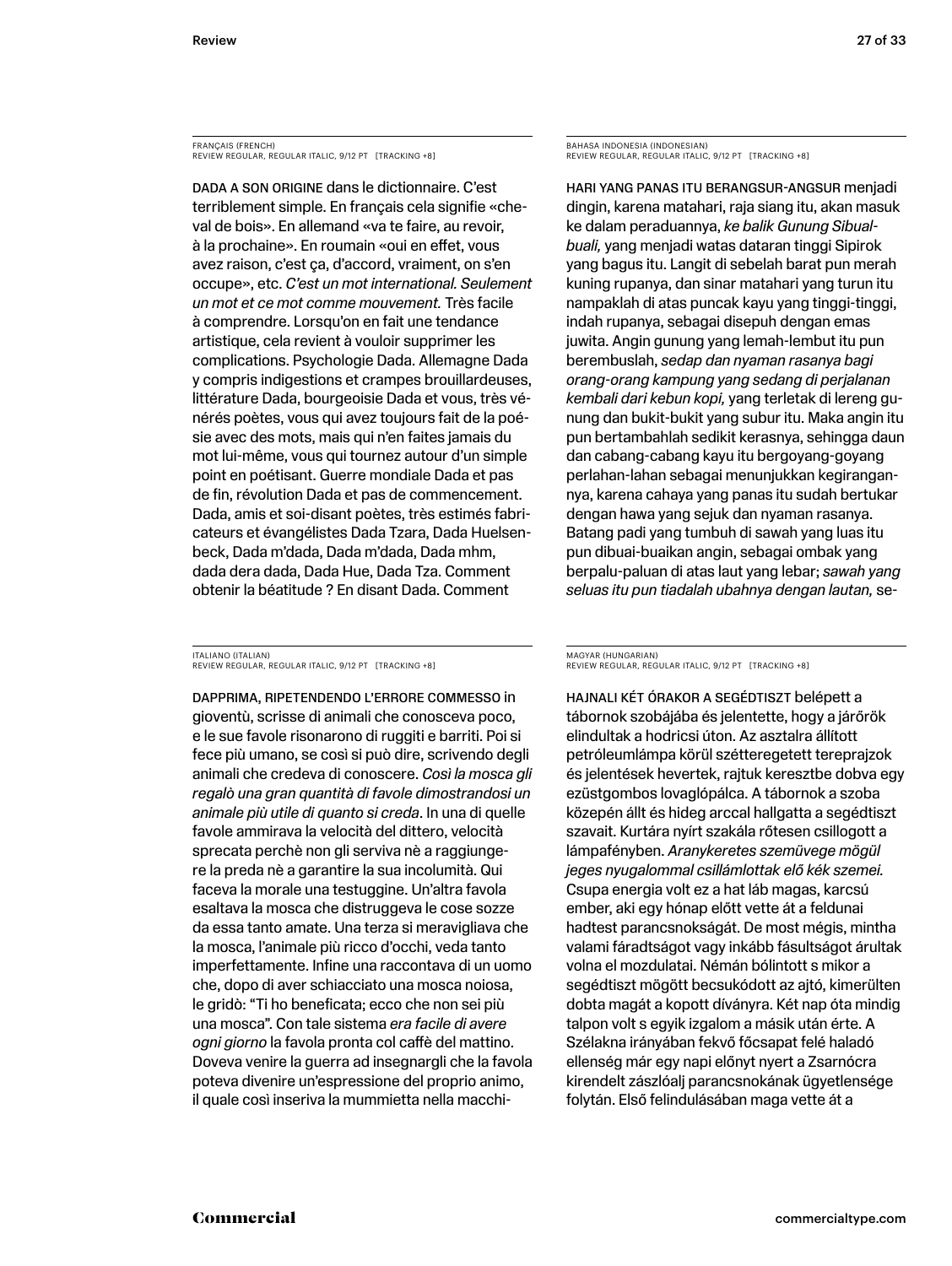FRANÇAIS (FRENCH)
REVIEW REGULAR, REGULAR ITALIC, 9/12 PT [TRACKING +8]

DADA A SON ORIGINE dans le dictionnaire. C'est terriblement simple. En français cela signifie «cheval de bois». En allemand «va te faire, au revoir, à la prochaine». En roumain «oui en effet, vous avez raison, c'est ça, d'accord, vraiment, on s'en occupe», etc. *C'est un mot international. Seulement un mot et ce mot comme mouvement.* Très facile à comprendre. Lorsqu'on en fait une tendance artistique, cela revient à vouloir supprimer les complications. Psychologie Dada. Allemagne Dada y compris indigestions et crampes brouillardeuses, littérature Dada, bourgeoisie Dada et vous, très vénérés poètes, vous qui avez toujours fait de la poésie avec des mots, mais qui n'en faites jamais du mot lui-même, vous qui tournez autour d'un simple point en poétisant. Guerre mondiale Dada et pas de fin, révolution Dada et pas de commencement. Dada, amis et soi-disant poètes, très estimés fabricateurs et évangélistes Dada Tzara, Dada Huelsenbeck, Dada m'dada, Dada m'dada, Dada mhm, dada dera dada, Dada Hue, Dada Tza. Comment obtenir la béatitude ? En disant Dada. Comment

BAHASA INDONESIA (INDONESIAN)
REVIEW REGULAR, REGULAR ITALIC, 9/12 PT [TRACKING +8]

HARI YANG PANAS ITU BERANGSUR-ANGSUR menjadi dingin, karena matahari, raja siang itu, akan masuk ke dalam peraduannya, *ke balik Gunung Sibualbuali,* yang menjadi watas dataran tinggi Sipirok yang bagus itu. Langit di sebelah barat pun merah kuning rupanya, dan sinar matahari yang turun itu nampaklah di atas puncak kayu yang tinggi-tinggi, indah rupanya, sebagai disepuh dengan emas juwita. Angin gunung yang lemah-lembut itu pun berembuslah, *sedap dan nyaman rasanya bagi orang-orang kampung yang sedang di perjalanan kembali dari kebun kopi,* yang terletak di lereng gunung dan bukit-bukit yang subur itu. Maka angin itu pun bertambahlah sedikit kerasnya, sehingga daun dan cabang-cabang kayu itu bergoyang-goyang perlahan-lahan sebagai menunjukkan kegirangannya, karena cahaya yang panas itu sudah bertukar dengan hawa yang sejuk dan nyaman rasanya. Batang padi yang tumbuh di sawah yang luas itu pun dibuai-buaikan angin, sebagai ombak yang berpalu-paluan di atas laut yang lebar; *sawah yang seluas itu pun tiadalah ubahnya dengan lautan,* se-

ITALIANO (ITALIAN)
REVIEW REGULAR, REGULAR ITALIC, 9/12 PT [TRACKING +8]

DAPPRIMA, RIPETENDENDO L'ERRORE COMMESSO in gioventù, scrisse di animali che conosceva poco, e le sue favole risonarono di ruggiti e barriti. Poi si fece più umano, se così si può dire, scrivendo degli animali che credeva di conoscere. *Cosi la mosca gli regalò una gran quantità di favole dimostrandosi un animale più utile di quanto si creda*. In una di quelle favole ammirava la velocità del dittero, velocità sprecata perchè non gli serviva nè a raggiungere la preda nè a garantire la sua incolumità. Qui faceva la morale una testuggine. Un'altra favola esaltava la mosca che distruggeva le cose sozze da essa tanto amate. Una terza si meravigliava che la mosca, l'animale più ricco d'occhi, veda tanto imperfettamente. Infine una raccontava di un uomo che, dopo di aver schiacciato una mosca noiosa, le gridò: "Ti ho beneficata; ecco che non sei più una mosca". Con tale sistema *era facile di avere ogni giorno* la favola pronta col caffè del mattino. Doveva venire la guerra ad insegnargli che la favola poteva divenire un'espressione del proprio animo, il quale così inseriva la mummietta nella macchi-

MAGYAR (HUNGARIAN)
REVIEW REGULAR, REGULAR ITALIC, 9/12 PT [TRACKING +8]

HAJNALI KÉT ÓRAKOR A SEGÉDTISZT belépett a tábornok szobájába és jelentette, hogy a járőrök elindultak a hodricsi úton. Az asztalra állított petróleumlámpa körül szétteregetett tereprajzok és jelentések hevertek, rajtuk keresztbe dobva egy ezüstgombos lovaglópálca. A tábornok a szoba közepén állt és hideg arccal hallgatta a segédtiszt szavait. Kurtára nyírt szakála rőtesen csillogott a lámpafényben. *Aranykeretes szemüvege mögül jeges nyugalommal csillámlottak elő kék szemei.* Csupa energia volt ez a hat láb magas, karcsú ember, aki egy hónap előtt vette át a feldunai hadtest parancsnokságát. De most mégis, mintha valami fáradtságot vagy inkább fásultságot árultak volna el mozdulatai. Némán bólintott s mikor a segédtiszt mögött becsukódott az ajtó, kimerülten dobta magát a kopott díványra. Két nap óta mindig talpon volt s egyik izgalom a másik után érte. A Szélakna irányában fekvő főcsapat felé haladó ellenség már egy napi előnyt nyert a Zsarnócra kirendelt zászlóalj parancsnokának ügyetlensége folytán. Első felindulásában maga vette át a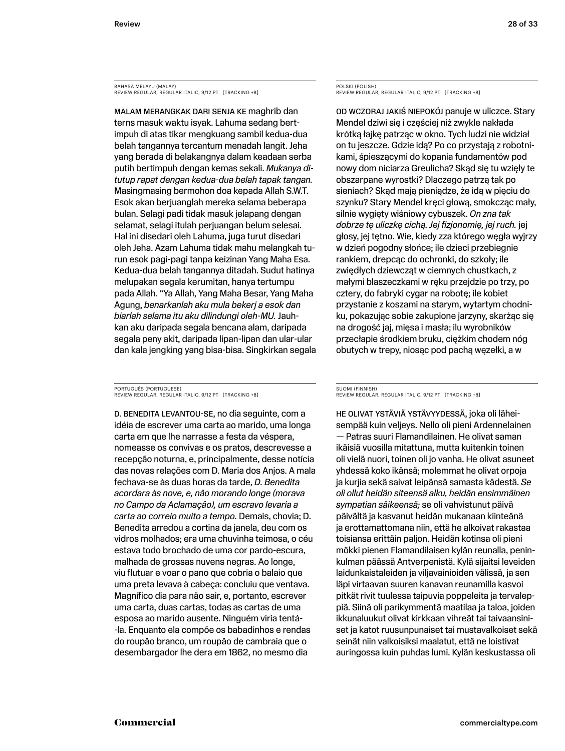BAHASA MELAYU (MALAY)
REVIEW REGULAR, REGULAR ITALIC, 9/12 PT [TRACKING +8]

MALAM MERANGKAK DARI SENJA KE maghrib dan terns masuk waktu isyak. Lahuma sedang bertimpuh di atas tikar mengkuang sambil kedua-dua belah tangannya tercantum menadah langit. Jeha yang berada di belakangnya dalam keadaan serba putih bertimpuh dengan kemas sekali. *Mukanya ditutup rapat dengan kedua-dua belah tapak tangan.* Masingmasing bermohon doa kepada Allah S.W.T. Esok akan berjuanglah mereka selama beberapa bulan. Selagi padi tidak masuk jelapang dengan selamat, selagi itulah perjuangan belum selesai. Hal ini disedari oleh Lahuma, juga turut disedari oleh Jeha. Azam Lahuma tidak mahu melangkah turun esok pagi-pagi tanpa keizinan Yang Maha Esa. Kedua-dua belah tangannya ditadah. Sudut hatinya melupakan segala kerumitan, hanya tertumpu pada Allah. "Ya Allah, Yang Maha Besar, Yang Maha Agung, *benarkanlah aku mula bekerj a esok dan biarlah selama itu aku dilindungi oleh-MU.* Jauhkan aku daripada segala bencana alam, daripada segala peny akit, daripada lipan-lipan dan ular-ular dan kala jengking yang bisa-bisa. Singkirkan segala

POLSKI (POLISH)
REVIEW REGULAR, REGULAR ITALIC, 9/12 PT [TRACKING +8]

OD WCZORAJ JAKIŚ NIEPOKÓJ panuje w uliczce. Stary Mendel dziwi się i częściej niż zwykle nakłada krótką łajkę patrząc w okno. Tych ludzi nie widział on tu jeszcze. Gdzie idą? Po co przystają z robotnikami, śpieszącymi do kopania fundamentów pod nowy dom niciarza Greulicha? Skąd się tu wzięły te obszarpane wyrostki? Dlaczego patrzą tak po sieniach? Skąd mają pieniądze, że idą w pięciu do szynku? Stary Mendel kręci głową, smokcząc mały, silnie wygięty wiśniowy cybuszek. *On zna tak dobrze tę uliczkę cichą. Jej fizjonomię, jej ruch.* jej głosy, jej tętno. Wie, kiedy zza którego węgła wyjrzy w dzień pogodny słońce; ile dzieci przebiegnie rankiem, drepcząc do ochronki, do szkoły; ile zwiędłych dziewcząt w ciemnych chustkach, z małymi blaszeczkami w ręku przejdzie po trzy, po cztery, do fabryki cygar na robotę; ile kobiet przystanie z koszami na starym, wytartym chodniku, pokazując sobie zakupione jarzyny, skarżąc się na drogość jaj, mięsa i masła; ilu wyrobników przecłapie środkiem bruku, ciężkim chodem nóg obutych w trepy, niosąc pod pachą węzełki, a w

PORTUGUÊS (PORTUGUESE)
REVIEW REGULAR, REGULAR ITALIC, 9/12 PT [TRACKING +8]

D. BENEDITA LEVANTOU-SE, no dia seguinte, com a idéia de escrever uma carta ao marido, uma longa carta em que lhe narrasse a festa da véspera, nomeasse os convivas e os pratos, descrevesse a recepção noturna, e, principalmente, desse notícia das novas relações com D. Maria dos Anjos. A mala fechava-se às duas horas da tarde, *D. Benedita acordara às nove, e, não morando longe (morava no Campo da Aclamação), um escravo levaria a carta ao correio muito a tempo.* Demais, chovia; D. Benedita arredou a cortina da janela, deu com os vidros molhados; era uma chuvinha teimosa, o céu estava todo brochado de uma cor pardo-escura, malhada de grossas nuvens negras. Ao longe, viu flutuar e voar o pano que cobria o balaio que uma preta levava à cabeça: concluiu que ventava. Magnífico dia para não sair, e, portanto, escrever uma carta, duas cartas, todas as cartas de uma esposa ao marido ausente. Ninguém viria tentá--la. Enquanto ela compõe os babadinhos e rendas do roupão branco, um roupão de cambraia que o desembargador lhe dera em 1862, no mesmo dia

SUOMI (FINNISH)
REVIEW REGULAR, REGULAR ITALIC, 9/12 PT [TRACKING +8]

HE OLIVAT YSTÄVIÄ YSTÄVYYDESSÄ, joka oli läheisempää kuin veljeys. Nello oli pieni Ardennelainen — Patras suuri Flamandilainen. He olivat saman ikäisiä vuosilla mitattuna, mutta kuitenkin toinen oli vielä nuori, toinen oli jo vanha. He olivat asuneet yhdessä koko ikänsä; molemmat he olivat orpoja ja kurjia sekä saivat leipänsä samasta kädestä. *Se oli ollut heidän siteensä alku, heidän ensimmäinen sympatian säikeensä;* se oli vahvistunut päivä päivältä ja kasvanut heidän mukanaan kiinteänä ja erottamattomana niin, että he alkoivat rakastaa toisiansa erittäin paljon. Heidän kotinsa oli pieni mökki pienen Flamandilaisen kylän reunalla, peninkulman päässä Antverpenistä. Kylä sijaitsi leveiden laidunkaistaleiden ja viljavainioiden välissä, ja sen läpi virtaavan suuren kanavan reunamilla kasvoi pitkät rivit tuulessa taipuvia poppeleita ja tervaleppiä. Siinä oli parikymmentä maatilaa ja taloa, joiden ikkunaluukut olivat kirkkaan vihreät tai taivaansiniset ja katot ruusunpunaiset tai mustavalkoiset sekä seinät niin valkoisiksi maalatut, että ne loistivat auringossa kuin puhdas lumi. Kylän keskustassa oli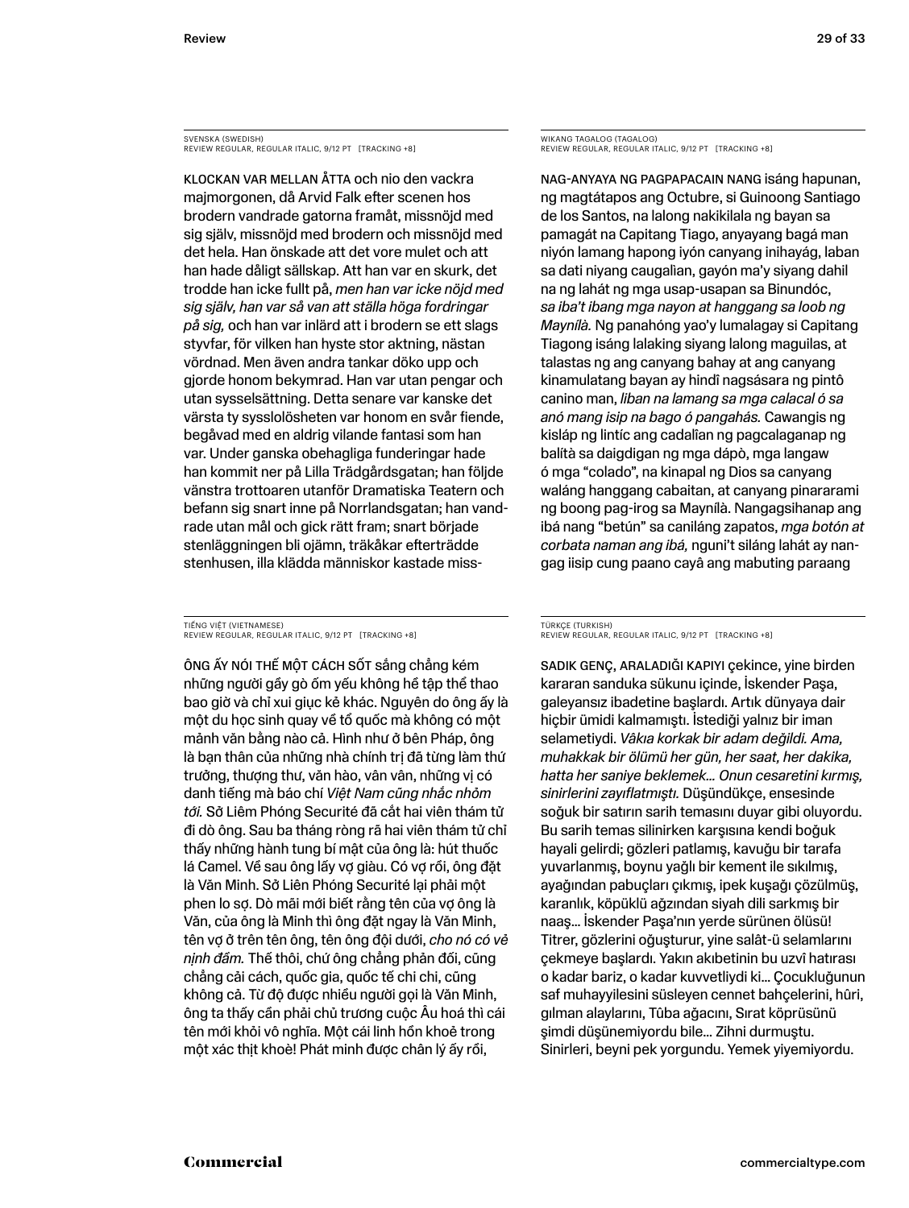SVENSKA (SWEDISH)
REVIEW REGULAR, REGULAR ITALIC, 9/12 PT [TRACKING +8]

KLOCKAN VAR MELLAN ÅTTA och nio den vackra majmorgonen, då Arvid Falk efter scenen hos brodern vandrade gatorna framåt, missnöjd med sig själv, missnöjd med brodern och missnöjd med det hela. Han önskade att det vore mulet och att han hade dåligt sällskap. Att han var en skurk, det trodde han icke fullt på, *men han var icke nöjd med sig själv, han var så van att ställa höga fordringar på sig,* och han var inlärd att i brodern se ett slags styvfar, för vilken han hyste stor aktning, nästan vördnad. Men även andra tankar döko upp och gjorde honom bekymrad. Han var utan pengar och utan sysselsättning. Detta senare var kanske det värsta ty sysslolösheten var honom en svår fiende, begåvad med en aldrig vilande fantasi som han var. Under ganska obehagliga funderingar hade han kommit ner på Lilla Trädgårdsgatan; han följde vänstra trottoaren utanför Dramatiska Teatern och befann sig snart inne på Norrlandsgatan; han vandrade utan mål och gick rätt fram; snart började stenläggningen bli ojämn, träkåkar efterträdde stenhusen, illa klädda människor kastade miss-

WIKANG TAGALOG (TAGALOG)
REVIEW REGULAR, REGULAR ITALIC, 9/12 PT [TRACKING +8]

NAG-ANYAYA NG PAGPAPACAIN NANG isáng hapunan, ng magtátapos ang Octubre, si Guinoong Santiago de los Santos, na lalong nakikilala ng bayan sa pamagát na Capitang Tiago, anyayang bagá man niyón lamang hapong iyón canyang inihayág, laban sa dati niyang caugalìan, gayón ma'y siyang dahil na ng lahát ng mga usap-usapan sa Binundóc, *sa iba't ibang mga nayon at hanggang sa loob ng Maynílà.* Ng panahóng yao'y lumalagay si Capitang Tiagong isáng lalaking siyang lalong maguilas, at talastas ng ang canyang bahay at ang canyang kinamulatang bayan ay hindî nagsásara ng pintô canino man, *liban na lamang sa mga calacal ó sa anó mang isip na bago ó pangahás.* Cawangis ng kisláp ng lintíc ang cadalîan ng pagcalaganap ng balítà sa daigdigan ng mga dápò, mga langaw ó mga "colado", na kinapal ng Dios sa canyang waláng hanggang cabaitan, at canyang pinararami ng boong pag-irog sa Maynílà. Nangagsihanap ang ibá nang "betún" sa caniláng zapatos, *mga botón at corbata naman ang ibá,* nguni't siláng lahát ay nangag iisip cung paano cayâ ang mabuting paraang

TIẾNG VIỆT (VIETNAMESE)
REVIEW REGULAR, REGULAR ITALIC, 9/12 PT [TRACKING +8]

ÔNG ẤY NÓI THẾ MỘT CÁCH SỐT sắng chẳng kém những người gầy gò ốm yếu không hề tập thể thao bao giờ và chỉ xui giục kẻ khác. Nguyên do ông ấy là một du học sinh quay về tổ quốc mà không có một mảnh văn bằng nào cả. Hình như ở bên Pháp, ông là bạn thân của những nhà chính trị đã từng làm thứ trưởng, thượng thư, văn hào, vân vân, những vị có danh tiếng mà báo chí *Việt Nam cũng nhắc nhỏm tới.* Sở Liêm Phóng Securité đã cắt hai viên thám tử đi dò ông. Sau ba tháng ròng rã hai viên thám tử chỉ thấy những hành tung bí mật của ông là: hút thuốc lá Camel. Về sau ông lấy vợ giàu. Có vợ rồi, ông đặt là Văn Minh. Sở Liên Phóng Securité lại phải một phen lo sợ. Dò mãi mới biết rằng tên của vợ ông là Văn, của ông là Minh thì ông đặt ngay là Văn Minh, tên vợ ở trên tên ông, tên ông đội dưới, *cho nó có vẻ nịnh đầm.* Thế thôi, chứ ông chẳng phản đối, cũng chẳng cải cách, quốc gia, quốc tế chi chi, cũng không cả. Từ độ được nhiều người gọi là Văn Minh, ông ta thấy cần phải chủ trương cuộc Âu hoá thì cái tên mới khỏi vô nghĩa. Một cái linh hồn khoẻ trong một xác thịt khoẻ! Phát minh được chân lý ấy rồi,

TÜRKÇE (TURKISH)
REVIEW REGULAR, REGULAR ITALIC, 9/12 PT [TRACKING +8]

SADIK GENÇ, ARALADIĞI KAPIYI çekince, yine birden kararan sanduka sükunu içinde, İskender Paşa, galeyansız ibadetine başlardı. Artık dünyaya dair hiçbir ümidi kalmamıştı. İstediği yalnız bir iman selametiydi. *Vâkıa korkak bir adam değildi. Ama, muhakkak bir ölümü her gün, her saat, her dakika, hatta her saniye beklemek... Onun cesaretini kırmış, sinirlerini zayıflatmıştı.* Düşündükçe, ensesinde soğuk bir satırın sarih temasını duyar gibi oluyordu. Bu sarih temas silinirken karşısına kendi boğuk hayali gelirdi; gözleri patlamış, kavuğu bir tarafa yuvarlanmış, boynu yağlı bir kement ile sıkılmış, ayağından pabuçları çıkmış, ipek kuşağı çözülmüş, karanlık, köpüklü ağzından siyah dili sarkmış bir naaş... İskender Paşa'nın yerde sürünen ölüsü! Titrer, gözlerini oğuşturur, yine salât-ü selamlarını çekmeye başlardı. Yakın akıbetinin bu uzvî hatırası o kadar bariz, o kadar kuvvetliydi ki... Çocukluğunun saf muhayyilesini süsleyen cennet bahçelerini, hûri, gılman alaylarını, Tûba ağacını, Sırat köprüsünü şimdi düşünemiyordu bile... Zihni durmuştu. Sinirleri, beyni pek yorgundu. Yemek yiyemiyordu.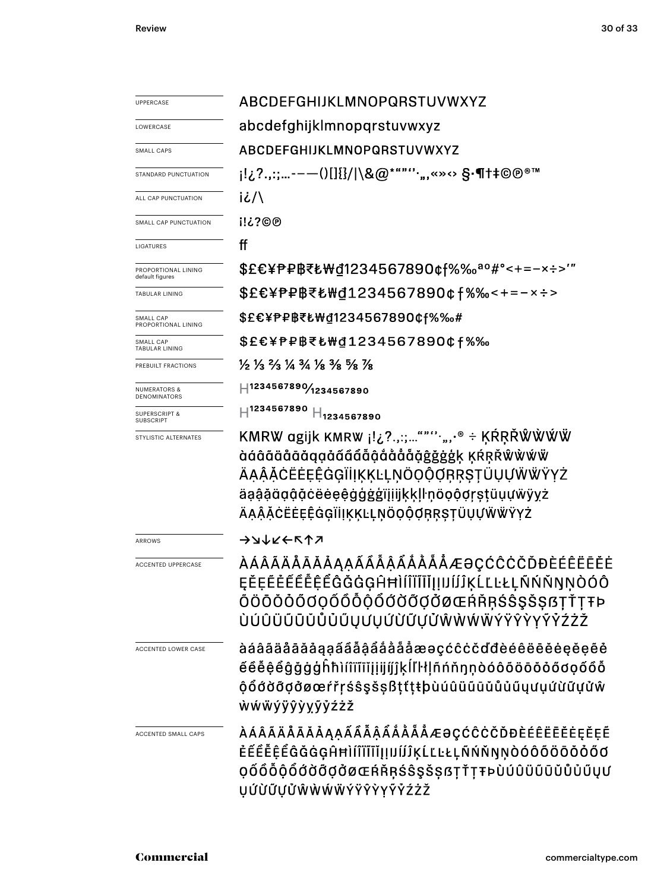| | |
|---|---|
| UPPERCASE | ABCDEFGHIJKLMNOPQRSTUVWXYZ |
| LOWERCASE | abcdefghijklmnopqrstuvwxyz |
| SMALL CAPS | ABCDEFGHIJKLMNOPQRSTUVWXYZ |
| STANDARD PUNCTUATION | ¡!¿?.,:;…-–—()[]{}/\|\&@*“”‘’·„‚«»‹› §·¶†‡©℗®™ |
| ALL CAP PUNCTUATION | ¡¿/\ |
| SMALL CAP PUNCTUATION | ¡!¿?©℗ |
| LIGATURES | ff |
| PROPORTIONAL LINING default figures | $£€¥₱₽฿₹₺₩₫1234567890¢ƒ%‰ªº#°<+=−×÷>′″ |
| TABULAR LINING | $£€¥₱₽฿₹₺₩₫1234567890¢ƒ%‰<+=−×÷> |
| SMALL CAP PROPORTIONAL LINING | $£€¥₱₽฿₹₺₩₫1234567890¢ƒ%‰# |
| SMALL CAP TABULAR LINING | $£€¥₱₽฿₹₺₩₫1234567890¢ƒ%‰ |
| PREBUILT FRACTIONS | ½ ⅓ ⅔ ¼ ¾ ⅛ ⅜ ⅝ ⅞ |
| NUMERATORS & DENOMINATORS | H1234567890⁄1234567890 |
| SUPERSCRIPT & SUBSCRIPT | H1234567890 H1234567890 |
| STYLISTIC ALTERNATES | KMRW agijk KMRW ¡!¿?.,:;…“”‘’·„‚·® ÷ ĶŔŖŘŴẀẂẄ àáâãäåāăąạảấầẩẫậắằẳẵặĝğġģķ ĶŔŖŘŴẀẂẄ ÄẠÂẶĊËĖẸÊĠĢÏİĮĶĶĿĻŅÖỌÔƠŖŖŞŢÜỤƯẄẄŸẎŻ äạậặäạậặċëėẹêġģġïįiįĵķķļŀņöọôơŗşţüụưẅÿẏż ÄẠÂẶĊËĖẸÊĠĢÏİĮĶĶĿĻŅÖỌÔƠŖŖŞŢÜỤƯẄẄŸẎŻ |
| ARROWS | →↘↓↙←↖↑↗ |
| ACCENTED UPPERCASE | ÀÁÂÃÄÅĀĂẢẠĄẤẦẨẪẬẮẰẲẴẶÆƏÇĆĈĊČĎĐÈÉÊËĒĔĖĘĚẸẺẼẾỀỂỄỆĜĞĠĢĤĦÌÍÎÏĨĪĬĮİĲÍĴĶĹĽĿŁĻÑŃŇŊŅÒÓÔÕÖŌŎŐƠỌỐỒỔỖỘỚỜỞỠỢỎØŒŔŘŖŚŜŞŠȘẞŤȚŢŦÞÙÚÛÜŨŪŬŮŰŲƯỤỨỪỬỮỰỦŴẀẂẄÝŸŶỲỴỸỶŹŻŽ |
| ACCENTED LOWER CASE | àáâãäåāăảạąấầẩẫậắằẳẵặæəçćĉċčďđèéêëēĕėęěẹẻẽếềểễệĝğġģĥħìíîïĩīĭįiĳíĵķĺľŀłļñńňŋņòóôõöōŏőơọốồổỗộớờởỡợỏøœŕřŗśŝşšșßťțţŧþùúûüũūŭůűųưụứừửữựủŵẁẃẅýÿŷỳỵỹỷźżž |
| ACCENTED SMALL CAPS | ÀÁÂÃÄÅĀĂẢẠĄẤẦẨẪẬẮẰẲẴẶÆƏÇĆĈĊČĎĐÈÉÊËĒĔĖĘĚẸẺẼẾỀỂỄỆĜĞĠĢĤĦÌÍÎÏĨĪĬĮİĲÍĴĶĹĽĿŁĻÑŃŇŊŅÒÓÔÕÖŌŎŐƠỌỐỒỔỖỘỚỜỞỠỢỎØŒŔŘŖŚŜŞŠȘẞŤȚŢŦÞÙÚÛÜŨŪŬŮŰŲƯỤỨỪỬỮỰỦŴẀẂẄÝŸŶỲỴỸỶŹŻŽ |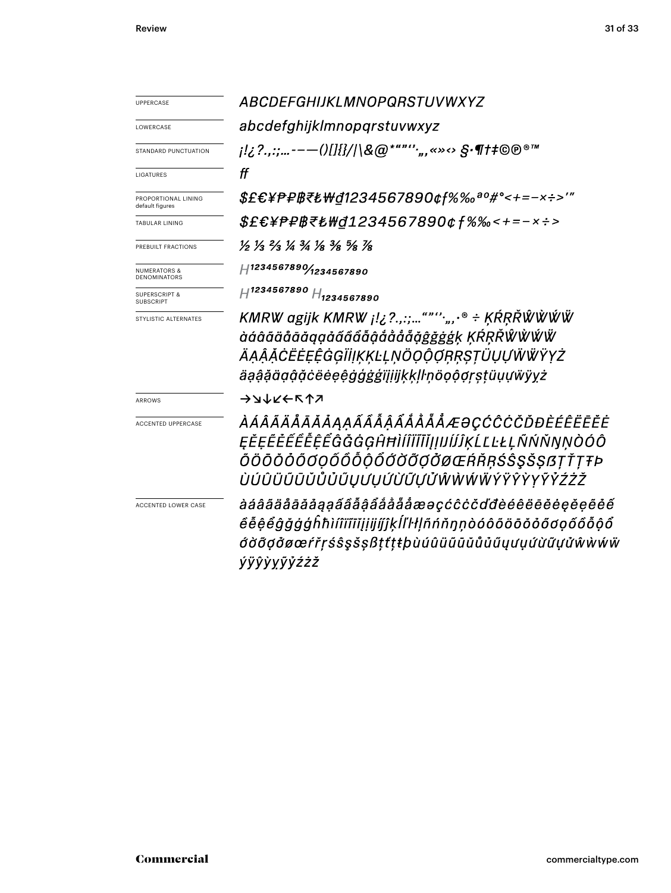| | |
|---|---|
| UPPERCASE | *ABCDEFGHIJKLMNOPQRSTUVWXYZ* |
| LOWERCASE | *abcdefghijklmnopqrstuvwxyz* |
| STANDARD PUNCTUATION | *¡!¿?.,:;…-–—()[]{}/\|\&@*"""'',„‚«»‹› §·¶†‡©℗®™* |
| LIGATURES | *ff* |
| PROPORTIONAL LINING default figures | *$£€¥₱₽฿₹₺₩₫1234567890¢ƒ%‰ªº#°<+=−×÷>′″* |
| TABULAR LINING | *$£€¥₱₽฿₹₺₩₫1234567890¢ƒ%‰<+=−×÷>* |
| PREBUILT FRACTIONS | *½ ⅓ ⅔ ¼ ¾ ⅛ ⅜ ⅝ ⅞* |
| NUMERATORS & DENOMINATORS | *H1234567890⁄1234567890* |
| SUPERSCRIPT & SUBSCRIPT | *H1234567890 H1234567890* |
| STYLISTIC ALTERNATES | *KMRW agijk KMRW ¡!¿?.,:;…"""'',„‚·® ÷ ĶŔŖŘŴẀẂẄ àáâãäåāăąạảấầẩẫậắằẳẵặğĝġģǵķ ĶŔŖŘŴẀẂẄ ÄĄÂĀĊËĖĘÊĠĢÏİĮĶĶĿĻŅÖǪÔƠŖŖȘȚÜŲƯẄŸỴŻ äąâăäąâăċëėęêġģģïįijķķŀņöǫôơŗșțüųưẅÿỵż* |
| ARROWS | *→↘↓↙←↖↑↗* |
| ACCENTED UPPERCASE | *ÀÁÂÃÄÅĀĂÅĄẠẢẤẦẨẪẬẮẰẲẴẶÆƏÇĆĈĊČĎĐÈÉÊËĒĔĖĘẸẺẼẾỀỂỄỆĜĞĠĢĤĦÌÍÎÏĨĪĮỊỈĲÍĴĶĹĽĿŁĻÑŃŇŊŅÒÓÔÕÖŌŎỎŐƠỌỐỒỔỖỘỚỜỞỠỢǾØŒŔŘŖŚŜŞŠȘẞŢŤȚŦÞÙÚÛÜŨŪŬŮŰŲƯỤỦỨỪỬỮỰŴẀẂẄÝŸŶỲỴỸỶŹŻŽ* |
| ACCENTED LOWER CASE | *àáâãäåāăåąạảấầẩẫậắằẳẵặæəçćĉċčďđèéêëēĕėęẹẻẽếềểễệĝğġģĥħìíîïĩīįịỉĳíĵķĺľŀłļñńňŋņòóôõöōŏỏőơọốồổỗộớờởỡợǿøœŕřŗśŝşšșßţťțŧþùúûüũūŭůűųưụủứừửữựŵẁẃẅýÿŷỳỵỹỷźżž* |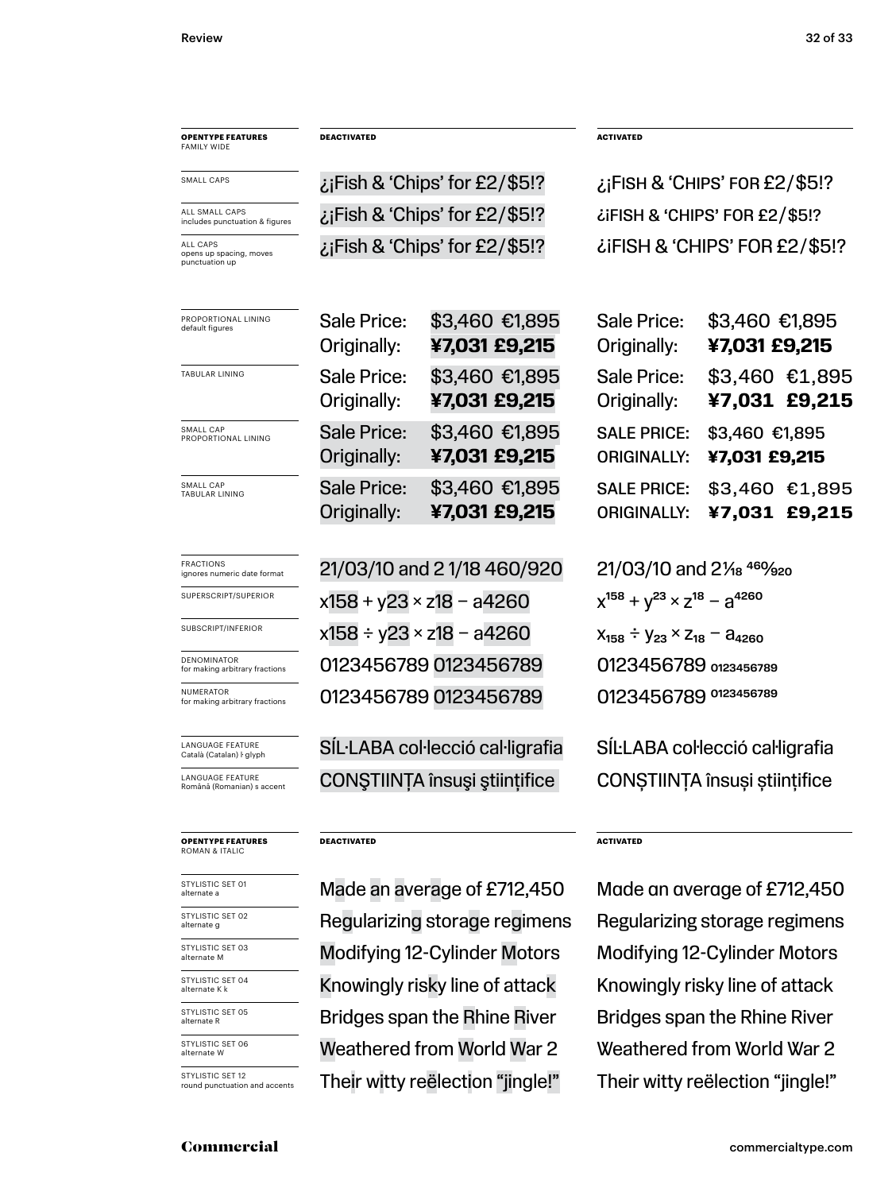| OPENTYPE FEATURES FAMILY WIDE | DEACTIVATED | ACTIVATED |
|---|---|---|
| SMALL CAPS | ¿¡Fish & 'Chips' for £2/$5!? | ¿¡FISH & 'CHIPS' FOR £2/$5!? |
| ALL SMALL CAPS includes punctuation & figures | ¿¡Fish & 'Chips' for £2/$5!? | ¿¡FISH & 'CHIPS' FOR £2/$5!? |
| ALL CAPS opens up spacing, moves punctuation up | ¿¡Fish & 'Chips' for £2/$5!? | ¿¡FISH & 'CHIPS' FOR £2/$5!? |
| PROPORTIONAL LINING default figures | Sale Price: $3,460 €1,895 Originally: **¥7,031 £9,215** | Sale Price: $3,460 €1,895 Originally: **¥7,031 £9,215** |
| TABULAR LINING | Sale Price: $3,460 €1,895 Originally: **¥7,031 £9,215** | Sale Price: $3,460 €1,895 Originally: **¥7,031 £9,215** |
| SMALL CAP PROPORTIONAL LINING | Sale Price: $3,460 €1,895 Originally: **¥7,031 £9,215** | SALE PRICE: $3,460 €1,895 ORIGINALLY: **¥7,031 £9,215** |
| SMALL CAP TABULAR LINING | Sale Price: $3,460 €1,895 Originally: **¥7,031 £9,215** | SALE PRICE: $3,460 €1,895 ORIGINALLY: **¥7,031 £9,215** |
| FRACTIONS ignores numeric date format | 21/03/10 and 2 1/18 460/920 | 21/03/10 and 2 1⁄18 460⁄920 |
| SUPERSCRIPT/SUPERIOR | x158 + y23 × z18 − a4260 | $x^{158} + y^{23} \times z^{18} - a^{4260}$ |
| SUBSCRIPT/INFERIOR | x158 ÷ y23 × z18 − a4260 | $x_{158} \div y_{23} \times z_{18} - a_{4260}$ |
| DENOMINATOR for making arbitrary fractions | 0123456789 0123456789 | 0123456789 $_{0123456789}$ |
| NUMERATOR for making arbitrary fractions | 0123456789 0123456789 | 0123456789 $^{0123456789}$ |
| LANGUAGE FEATURE Català (Catalan) ŀ glyph | SÍL·LABA col·lecció cal·ligrafia | SÍĿLABA coŀlecció caŀligrafia |
| LANGUAGE FEATURE Română (Romanian) s accent | CONŞTIINȚA însuşi ştiințifice | CONȘTIINȚA însuși științifice |

| OPENTYPE FEATURES ROMAN & ITALIC | DEACTIVATED | ACTIVATED |
|---|---|---|
| STYLISTIC SET 01 alternate a | Made an average of £712,450 | Made an average of £712,450 |
| STYLISTIC SET 02 alternate g | Regularizing storage regimens | Regularizing storage regimens |
| STYLISTIC SET 03 alternate M | Modifying 12-Cylinder Motors | Modifying 12-Cylinder Motors |
| STYLISTIC SET 04 alternate K k | Knowingly risky line of attack | Knowingly risky line of attack |
| STYLISTIC SET 05 alternate R | Bridges span the Rhine River | Bridges span the Rhine River |
| STYLISTIC SET 06 alternate W | Weathered from World War 2 | Weathered from World War 2 |
| STYLISTIC SET 12 round punctuation and accents | Their witty reëlection "jingle!" | Their witty reëlection "jingle!" |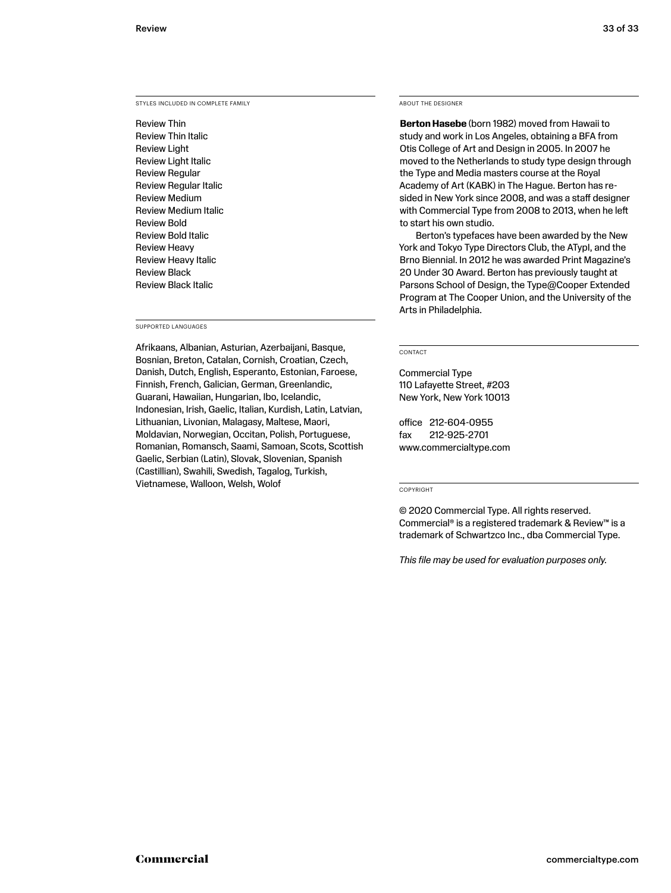## STYLES INCLUDED IN COMPLETE FAMILY

Review Thin
Review Thin Italic
Review Light
Review Light Italic
Review Regular
Review Regular Italic
Review Medium
Review Medium Italic
Review Bold
Review Bold Italic
Review Heavy
Review Heavy Italic
Review Black
Review Black Italic

## SUPPORTED LANGUAGES

Afrikaans, Albanian, Asturian, Azerbaijani, Basque, Bosnian, Breton, Catalan, Cornish, Croatian, Czech, Danish, Dutch, English, Esperanto, Estonian, Faroese, Finnish, French, Galician, German, Greenlandic, Guarani, Hawaiian, Hungarian, Ibo, Icelandic, Indonesian, Irish, Gaelic, Italian, Kurdish, Latin, Latvian, Lithuanian, Livonian, Malagasy, Maltese, Maori, Moldavian, Norwegian, Occitan, Polish, Portuguese, Romanian, Romansch, Saami, Samoan, Scots, Scottish Gaelic, Serbian (Latin), Slovak, Slovenian, Spanish (Castillian), Swahili, Swedish, Tagalog, Turkish, Vietnamese, Walloon, Welsh, Wolof

## ABOUT THE DESIGNER

**Berton Hasebe** (born 1982) moved from Hawaii to study and work in Los Angeles, obtaining a BFA from Otis College of Art and Design in 2005. In 2007 he moved to the Netherlands to study type design through the Type and Media masters course at the Royal Academy of Art (KABK) in The Hague. Berton has resided in New York since 2008, and was a staff designer with Commercial Type from 2008 to 2013, when he left to start his own studio.

Berton's typefaces have been awarded by the New York and Tokyo Type Directors Club, the ATypI, and the Brno Biennial. In 2012 he was awarded Print Magazine's 20 Under 30 Award. Berton has previously taught at Parsons School of Design, the Type@Cooper Extended Program at The Cooper Union, and the University of the Arts in Philadelphia.

## CONTACT

Commercial Type
110 Lafayette Street, #203
New York, New York 10013

office 212-604-0955
fax 212-925-2701
www.commercialtype.com

## COPYRIGHT

© 2020 Commercial Type. All rights reserved. Commercial® is a registered trademark & Review™ is a trademark of Schwartzco Inc., dba Commercial Type.

*This file may be used for evaluation purposes only.*